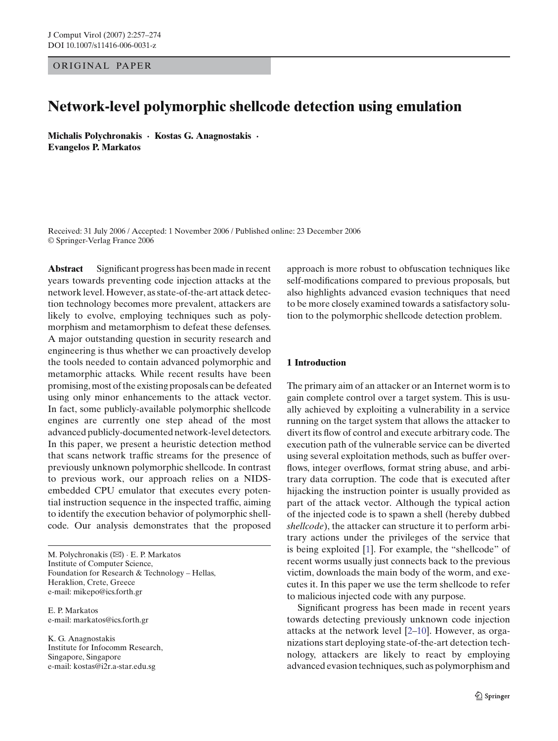ORIGINAL PAPER

# Network-level polymorphic shellcode detection using emulation

**Michalis Polychronakis · Kostas G. Anagnostakis · Evangelos P. Markatos**

Received: 31 July 2006 / Accepted: 1 November 2006 / Published online: 23 December 2006
© Springer-Verlag France 2006

**Abstract** Significant progress has been made in recent years towards preventing code injection attacks at the network level. However, as state-of-the-art attack detection technology becomes more prevalent, attackers are likely to evolve, employing techniques such as polymorphism and metamorphism to defeat these defenses. A major outstanding question in security research and engineering is thus whether we can proactively develop the tools needed to contain advanced polymorphic and metamorphic attacks. While recent results have been promising, most of the existing proposals can be defeated using only minor enhancements to the attack vector. In fact, some publicly-available polymorphic shellcode engines are currently one step ahead of the most advanced publicly-documented network-level detectors. In this paper, we present a heuristic detection method that scans network traffic streams for the presence of previously unknown polymorphic shellcode. In contrast to previous work, our approach relies on a NIDS-embedded CPU emulator that executes every potential instruction sequence in the inspected traffic, aiming to identify the execution behavior of polymorphic shellcode. Our analysis demonstrates that the proposed approach is more robust to obfuscation techniques like self-modifications compared to previous proposals, but also highlights advanced evasion techniques that need to be more closely examined towards a satisfactory solution to the polymorphic shellcode detection problem.

M. Polychronakis (✉) · E. P. Markatos
Institute of Computer Science,
Foundation for Research & Technology – Hellas,
Heraklion, Crete, Greece
e-mail: mikepo@ics.forth.gr

E. P. Markatos
e-mail: markatos@ics.forth.gr

K. G. Anagnostakis
Institute for Infocomm Research,
Singapore, Singapore
e-mail: kostas@i2r.a-star.edu.sg

## 1 Introduction

The primary aim of an attacker or an Internet worm is to gain complete control over a target system. This is usually achieved by exploiting a vulnerability in a service running on the target system that allows the attacker to divert its flow of control and execute arbitrary code. The execution path of the vulnerable service can be diverted using several exploitation methods, such as buffer overflows, integer overflows, format string abuse, and arbitrary data corruption. The code that is executed after hijacking the instruction pointer is usually provided as part of the attack vector. Although the typical action of the injected code is to spawn a shell (hereby dubbed *shellcode*), the attacker can structure it to perform arbitrary actions under the privileges of the service that is being exploited [1]. For example, the "shellcode" of recent worms usually just connects back to the previous victim, downloads the main body of the worm, and executes it. In this paper we use the term shellcode to refer to malicious injected code with any purpose.

Significant progress has been made in recent years towards detecting previously unknown code injection attacks at the network level [2–10]. However, as organizations start deploying state-of-the-art detection technology, attackers are likely to react by employing advanced evasion techniques, such as polymorphism and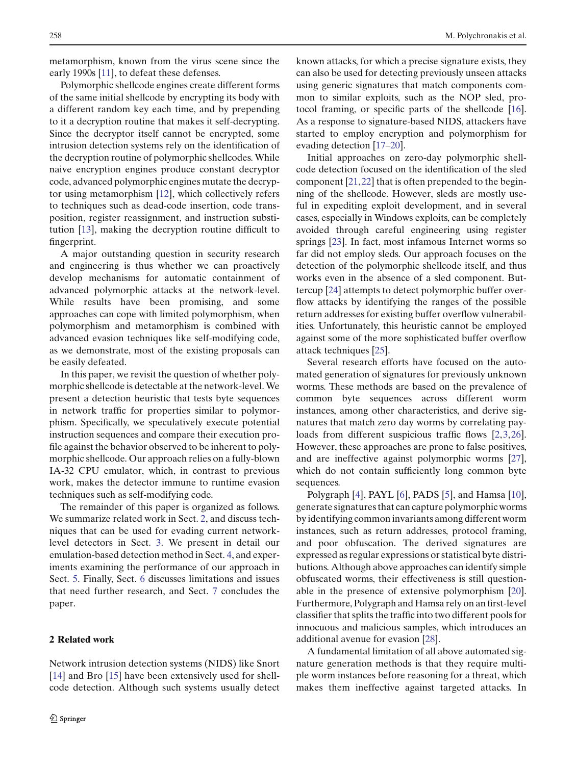metamorphism, known from the virus scene since the early 1990s [11], to defeat these defenses.

Polymorphic shellcode engines create different forms of the same initial shellcode by encrypting its body with a different random key each time, and by prepending to it a decryption routine that makes it self-decrypting. Since the decryptor itself cannot be encrypted, some intrusion detection systems rely on the identification of the decryption routine of polymorphic shellcodes. While naive encryption engines produce constant decryptor code, advanced polymorphic engines mutate the decryptor using metamorphism [12], which collectively refers to techniques such as dead-code insertion, code transposition, register reassignment, and instruction substitution [13], making the decryption routine difficult to fingerprint.

A major outstanding question in security research and engineering is thus whether we can proactively develop mechanisms for automatic containment of advanced polymorphic attacks at the network-level. While results have been promising, and some approaches can cope with limited polymorphism, when polymorphism and metamorphism is combined with advanced evasion techniques like self-modifying code, as we demonstrate, most of the existing proposals can be easily defeated.

In this paper, we revisit the question of whether polymorphic shellcode is detectable at the network-level. We present a detection heuristic that tests byte sequences in network traffic for properties similar to polymorphism. Specifically, we speculatively execute potential instruction sequences and compare their execution profile against the behavior observed to be inherent to polymorphic shellcode. Our approach relies on a fully-blown IA-32 CPU emulator, which, in contrast to previous work, makes the detector immune to runtime evasion techniques such as self-modifying code.

The remainder of this paper is organized as follows. We summarize related work in Sect. 2, and discuss techniques that can be used for evading current network-level detectors in Sect. 3. We present in detail our emulation-based detection method in Sect. 4, and experiments examining the performance of our approach in Sect. 5. Finally, Sect. 6 discusses limitations and issues that need further research, and Sect. 7 concludes the paper.

## 2 Related work

Network intrusion detection systems (NIDS) like Snort [14] and Bro [15] have been extensively used for shellcode detection. Although such systems usually detect known attacks, for which a precise signature exists, they can also be used for detecting previously unseen attacks using generic signatures that match components common to similar exploits, such as the NOP sled, protocol framing, or specific parts of the shellcode [16]. As a response to signature-based NIDS, attackers have started to employ encryption and polymorphism for evading detection [17–20].

Initial approaches on zero-day polymorphic shellcode detection focused on the identification of the sled component [21,22] that is often prepended to the beginning of the shellcode. However, sleds are mostly useful in expediting exploit development, and in several cases, especially in Windows exploits, can be completely avoided through careful engineering using register springs [23]. In fact, most infamous Internet worms so far did not employ sleds. Our approach focuses on the detection of the polymorphic shellcode itself, and thus works even in the absence of a sled component. Buttercup [24] attempts to detect polymorphic buffer overflow attacks by identifying the ranges of the possible return addresses for existing buffer overflow vulnerabilities. Unfortunately, this heuristic cannot be employed against some of the more sophisticated buffer overflow attack techniques [25].

Several research efforts have focused on the automated generation of signatures for previously unknown worms. These methods are based on the prevalence of common byte sequences across different worm instances, among other characteristics, and derive signatures that match zero day worms by correlating payloads from different suspicious traffic flows [2,3,26]. However, these approaches are prone to false positives, and are ineffective against polymorphic worms [27], which do not contain sufficiently long common byte sequences.

Polygraph [4], PAYL [6], PADS [5], and Hamsa [10], generate signatures that can capture polymorphic worms by identifying common invariants among different worm instances, such as return addresses, protocol framing, and poor obfuscation. The derived signatures are expressed as regular expressions or statistical byte distributions. Although above approaches can identify simple obfuscated worms, their effectiveness is still questionable in the presence of extensive polymorphism [20]. Furthermore, Polygraph and Hamsa rely on an first-level classifier that splits the traffic into two different pools for innocuous and malicious samples, which introduces an additional avenue for evasion [28].

A fundamental limitation of all above automated signature generation methods is that they require multiple worm instances before reasoning for a threat, which makes them ineffective against targeted attacks. In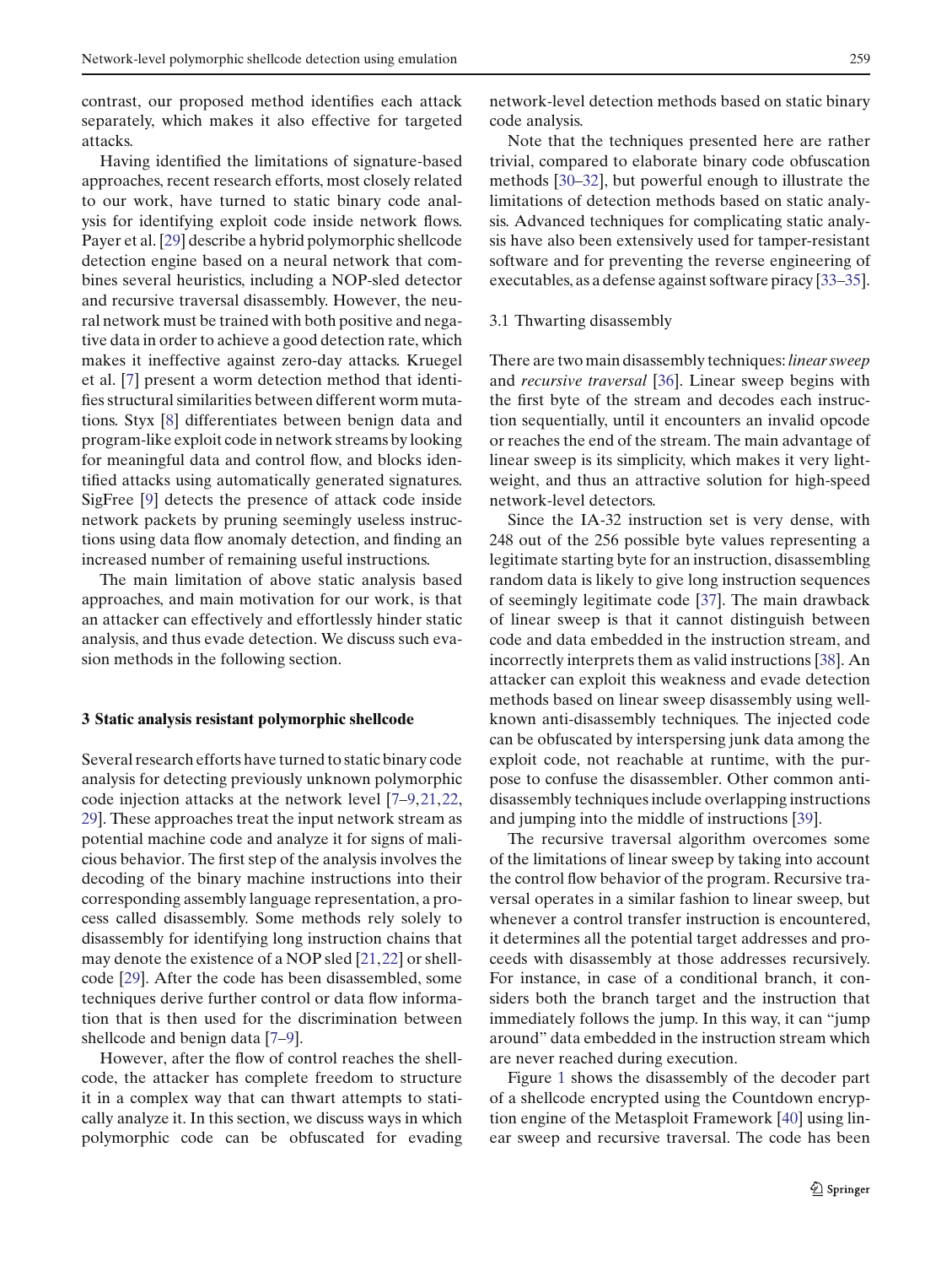contrast, our proposed method identifies each attack separately, which makes it also effective for targeted attacks.

Having identified the limitations of signature-based approaches, recent research efforts, most closely related to our work, have turned to static binary code analysis for identifying exploit code inside network flows. Payer et al. [29] describe a hybrid polymorphic shellcode detection engine based on a neural network that combines several heuristics, including a NOP-sled detector and recursive traversal disassembly. However, the neural network must be trained with both positive and negative data in order to achieve a good detection rate, which makes it ineffective against zero-day attacks. Kruegel et al. [7] present a worm detection method that identifies structural similarities between different worm mutations. Styx [8] differentiates between benign data and program-like exploit code in network streams by looking for meaningful data and control flow, and blocks identified attacks using automatically generated signatures. SigFree [9] detects the presence of attack code inside network packets by pruning seemingly useless instructions using data flow anomaly detection, and finding an increased number of remaining useful instructions.

The main limitation of above static analysis based approaches, and main motivation for our work, is that an attacker can effectively and effortlessly hinder static analysis, and thus evade detection. We discuss such evasion methods in the following section.

## 3 Static analysis resistant polymorphic shellcode

Several research efforts have turned to static binary code analysis for detecting previously unknown polymorphic code injection attacks at the network level [7–9,21,22, 29]. These approaches treat the input network stream as potential machine code and analyze it for signs of malicious behavior. The first step of the analysis involves the decoding of the binary machine instructions into their corresponding assembly language representation, a process called disassembly. Some methods rely solely to disassembly for identifying long instruction chains that may denote the existence of a NOP sled [21,22] or shellcode [29]. After the code has been disassembled, some techniques derive further control or data flow information that is then used for the discrimination between shellcode and benign data [7–9].

However, after the flow of control reaches the shellcode, the attacker has complete freedom to structure it in a complex way that can thwart attempts to statically analyze it. In this section, we discuss ways in which polymorphic code can be obfuscated for evading network-level detection methods based on static binary code analysis.

Note that the techniques presented here are rather trivial, compared to elaborate binary code obfuscation methods [30–32], but powerful enough to illustrate the limitations of detection methods based on static analysis. Advanced techniques for complicating static analysis have also been extensively used for tamper-resistant software and for preventing the reverse engineering of executables, as a defense against software piracy [33–35].

### 3.1 Thwarting disassembly

There are two main disassembly techniques: *linear sweep* and *recursive traversal* [36]. Linear sweep begins with the first byte of the stream and decodes each instruction sequentially, until it encounters an invalid opcode or reaches the end of the stream. The main advantage of linear sweep is its simplicity, which makes it very lightweight, and thus an attractive solution for high-speed network-level detectors.

Since the IA-32 instruction set is very dense, with 248 out of the 256 possible byte values representing a legitimate starting byte for an instruction, disassembling random data is likely to give long instruction sequences of seemingly legitimate code [37]. The main drawback of linear sweep is that it cannot distinguish between code and data embedded in the instruction stream, and incorrectly interprets them as valid instructions [38]. An attacker can exploit this weakness and evade detection methods based on linear sweep disassembly using well-known anti-disassembly techniques. The injected code can be obfuscated by interspersing junk data among the exploit code, not reachable at runtime, with the purpose to confuse the disassembler. Other common anti-disassembly techniques include overlapping instructions and jumping into the middle of instructions [39].

The recursive traversal algorithm overcomes some of the limitations of linear sweep by taking into account the control flow behavior of the program. Recursive traversal operates in a similar fashion to linear sweep, but whenever a control transfer instruction is encountered, it determines all the potential target addresses and proceeds with disassembly at those addresses recursively. For instance, in case of a conditional branch, it considers both the branch target and the instruction that immediately follows the jump. In this way, it can "jump around" data embedded in the instruction stream which are never reached during execution.

Figure 1 shows the disassembly of the decoder part of a shellcode encrypted using the Countdown encryption engine of the Metasploit Framework [40] using linear sweep and recursive traversal. The code has been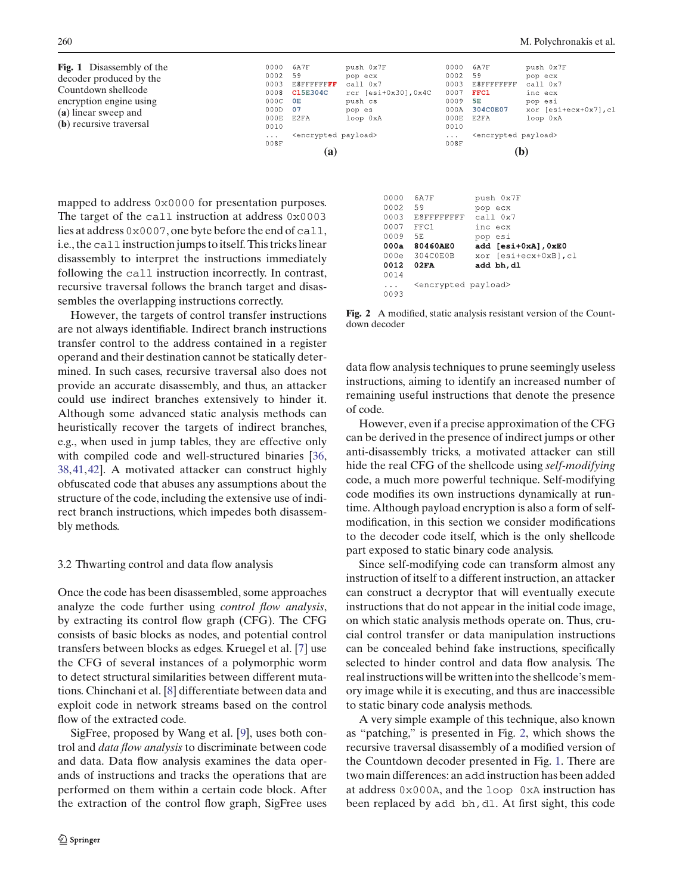```
0000  6A7F        push 0x7F
0002  59          pop ecx
0003  E8FFFFFFFF  call 0x7
0008  C15E304C    rcr [esi+0x30],0x4C
000C  0E          push cs
000D  07          pop es
000E  E2FA        loop 0xA
0010
...   <encrypted payload>
008F
```
(a)

```
0000  6A7F        push 0x7F
0002  59          pop ecx
0003  E8FFFFFFFF  call 0x7
0007  FFC1        inc ecx
0009  5E          pop esi
000A  304C0E07    xor [esi+ecx+0x7],cl
000E  E2FA        loop 0xA
0010
...   <encrypted payload>
008F
```
(b)

**Fig. 1** Disassembly of the decoder produced by the Countdown shellcode encryption engine using (**a**) linear sweep and (**b**) recursive traversal

mapped to address `0x0000` for presentation purposes. The target of the `call` instruction at address `0x0003` lies at address `0x0007`, one byte before the end of `call`, i.e., the `call` instruction jumps to itself. This tricks linear disassembly to interpret the instructions immediately following the `call` instruction incorrectly. In contrast, recursive traversal follows the branch target and disassembles the overlapping instructions correctly.

However, the targets of control transfer instructions are not always identifiable. Indirect branch instructions transfer control to the address contained in a register operand and their destination cannot be statically determined. In such cases, recursive traversal also does not provide an accurate disassembly, and thus, an attacker could use indirect branches extensively to hinder it. Although some advanced static analysis methods can heuristically recover the targets of indirect branches, e.g., when used in jump tables, they are effective only with compiled code and well-structured binaries [36, 38, 41, 42]. A motivated attacker can construct highly obfuscated code that abuses any assumptions about the structure of the code, including the extensive use of indirect branch instructions, which impedes both disassembly methods.

### 3.2 Thwarting control and data flow analysis

Once the code has been disassembled, some approaches analyze the code further using *control flow analysis*, by extracting its control flow graph (CFG). The CFG consists of basic blocks as nodes, and potential control transfers between blocks as edges. Kruegel et al. [7] use the CFG of several instances of a polymorphic worm to detect structural similarities between different mutations. Chinchani et al. [8] differentiate between data and exploit code in network streams based on the control flow of the extracted code.

SigFree, proposed by Wang et al. [9], uses both control and *data flow analysis* to discriminate between code and data. Data flow analysis examines the data operands of instructions and tracks the operations that are performed on them within a certain code block. After the extraction of the control flow graph, SigFree uses data flow analysis techniques to prune seemingly useless instructions, aiming to identify an increased number of remaining useful instructions that denote the presence of code.

```
0000  6A7F        push 0x7F
0002  59          pop ecx
0003  E8FFFFFFFF  call 0x7
0007  FFC1        inc ecx
0009  5E          pop esi
000a  80460AE0    add [esi+0xA],0xE0
000e  304C0E0B    xor [esi+ecx+0xB],cl
0012  02FA        add bh,dl
0014
...   <encrypted payload>
0093
```

**Fig. 2** A modified, static analysis resistant version of the Countdown decoder

However, even if a precise approximation of the CFG can be derived in the presence of indirect jumps or other anti-disassembly tricks, a motivated attacker can still hide the real CFG of the shellcode using *self-modifying* code, a much more powerful technique. Self-modifying code modifies its own instructions dynamically at runtime. Although payload encryption is also a form of self-modification, in this section we consider modifications to the decoder code itself, which is the only shellcode part exposed to static binary code analysis.

Since self-modifying code can transform almost any instruction of itself to a different instruction, an attacker can construct a decryptor that will eventually execute instructions that do not appear in the initial code image, on which static analysis methods operate on. Thus, crucial control transfer or data manipulation instructions can be concealed behind fake instructions, specifically selected to hinder control and data flow analysis. The real instructions will be written into the shellcode's memory image while it is executing, and thus are inaccessible to static binary code analysis methods.

A very simple example of this technique, also known as "patching," is presented in Fig. 2, which shows the recursive traversal disassembly of a modified version of the Countdown decoder presented in Fig. 1. There are two main differences: an `add` instruction has been added at address `0x000A`, and the `loop 0xA` instruction has been replaced by `add bh,dl`. At first sight, this code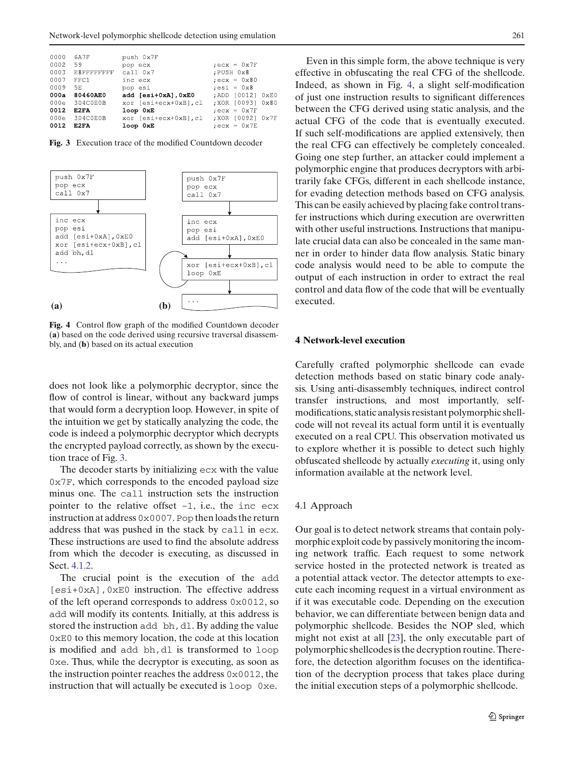```
0000  6A7F        push 0x7F
0002  59          pop ecx                  ;ecx = 0x7F
0003  E8FFFFFFFF  call 0x7                 ;PUSH 0x8
0007  FFC1        inc ecx                  ;ecx = 0x80
0009  5E          pop esi                  ;esi = 0x8
000a  80460AE0    add [esi+0xA],0xE0       ;ADD [0012] 0xE0
000e  304C0E0B    xor [esi+ecx+0xB],cl     ;XOR [0093] 0x80
0012  E2FA        loop 0xE                 ;ecx = 0x7F
000e  304C0E0B    xor [esi+ecx+0xB],cl     ;XOR [0092] 0x7F
0012  E2FA        loop 0xE                 ;ecx = 0x7E
```

**Fig. 3** Execution trace of the modified Countdown decoder

```
(a)
push 0x7F
pop ecx
call 0x7
   |
   v
inc ecx
pop esi
add [esi+0xA],0xE0
xor [esi+ecx+0xB],cl
add bh,dl
...

(b)
push 0x7F
pop ecx
call 0x7
   |
   v
inc ecx
pop esi
add [esi+0xA],0xE0
   |
   v
xor [esi+ecx+0xB],cl   <--+
loop 0xE               ---+
   |
   v
...
```

**Fig. 4** Control flow graph of the modified Countdown decoder (**a**) based on the code derived using recursive traversal disassembly, and (**b**) based on its actual execution

does not look like a polymorphic decryptor, since the flow of control is linear, without any backward jumps that would form a decryption loop. However, in spite of the intuition we get by statically analyzing the code, the code is indeed a polymorphic decryptor which decrypts the encrypted payload correctly, as shown by the execution trace of Fig. 3.

The decoder starts by initializing `ecx` with the value `0x7F`, which corresponds to the encoded payload size minus one. The `call` instruction sets the instruction pointer to the relative offset `-1`, i.e., the `inc ecx` instruction at address `0x0007`. `Pop` then loads the return address that was pushed in the stack by `call` in `ecx`. These instructions are used to find the absolute address from which the decoder is executing, as discussed in Sect. 4.1.2.

The crucial point is the execution of the `add [esi+0xA],0xE0` instruction. The effective address of the left operand corresponds to address `0x0012`, so `add` will modify its contents. Initially, at this address is stored the instruction `add bh,dl`. By adding the value `0xE0` to this memory location, the code at this location is modified and `add bh,dl` is transformed to `loop 0xe`. Thus, while the decryptor is executing, as soon as the instruction pointer reaches the address `0x0012`, the instruction that will actually be executed is `loop 0xe`.

Even in this simple form, the above technique is very effective in obfuscating the real CFG of the shellcode. Indeed, as shown in Fig. 4, a slight self-modification of just one instruction results to significant differences between the CFG derived using static analysis, and the actual CFG of the code that is eventually executed. If such self-modifications are applied extensively, then the real CFG can effectively be completely concealed. Going one step further, an attacker could implement a polymorphic engine that produces decryptors with arbitrarily fake CFGs, different in each shellcode instance, for evading detection methods based on CFG analysis. This can be easily achieved by placing fake control transfer instructions which during execution are overwritten with other useful instructions. Instructions that manipulate crucial data can also be concealed in the same manner in order to hinder data flow analysis. Static binary code analysis would need to be able to compute the output of each instruction in order to extract the real control and data flow of the code that will be eventually executed.

## 4 Network-level execution

Carefully crafted polymorphic shellcode can evade detection methods based on static binary code analysis. Using anti-disassembly techniques, indirect control transfer instructions, and most importantly, self-modifications, static analysis resistant polymorphic shellcode will not reveal its actual form until it is eventually executed on a real CPU. This observation motivated us to explore whether it is possible to detect such highly obfuscated shellcode by actually *executing* it, using only information available at the network level.

### 4.1 Approach

Our goal is to detect network streams that contain polymorphic exploit code by passively monitoring the incoming network traffic. Each request to some network service hosted in the protected network is treated as a potential attack vector. The detector attempts to execute each incoming request in a virtual environment as if it was executable code. Depending on the execution behavior, we can differentiate between benign data and polymorphic shellcode. Besides the NOP sled, which might not exist at all [23], the only executable part of polymorphic shellcodes is the decryption routine. Therefore, the detection algorithm focuses on the identification of the decryption process that takes place during the initial execution steps of a polymorphic shellcode.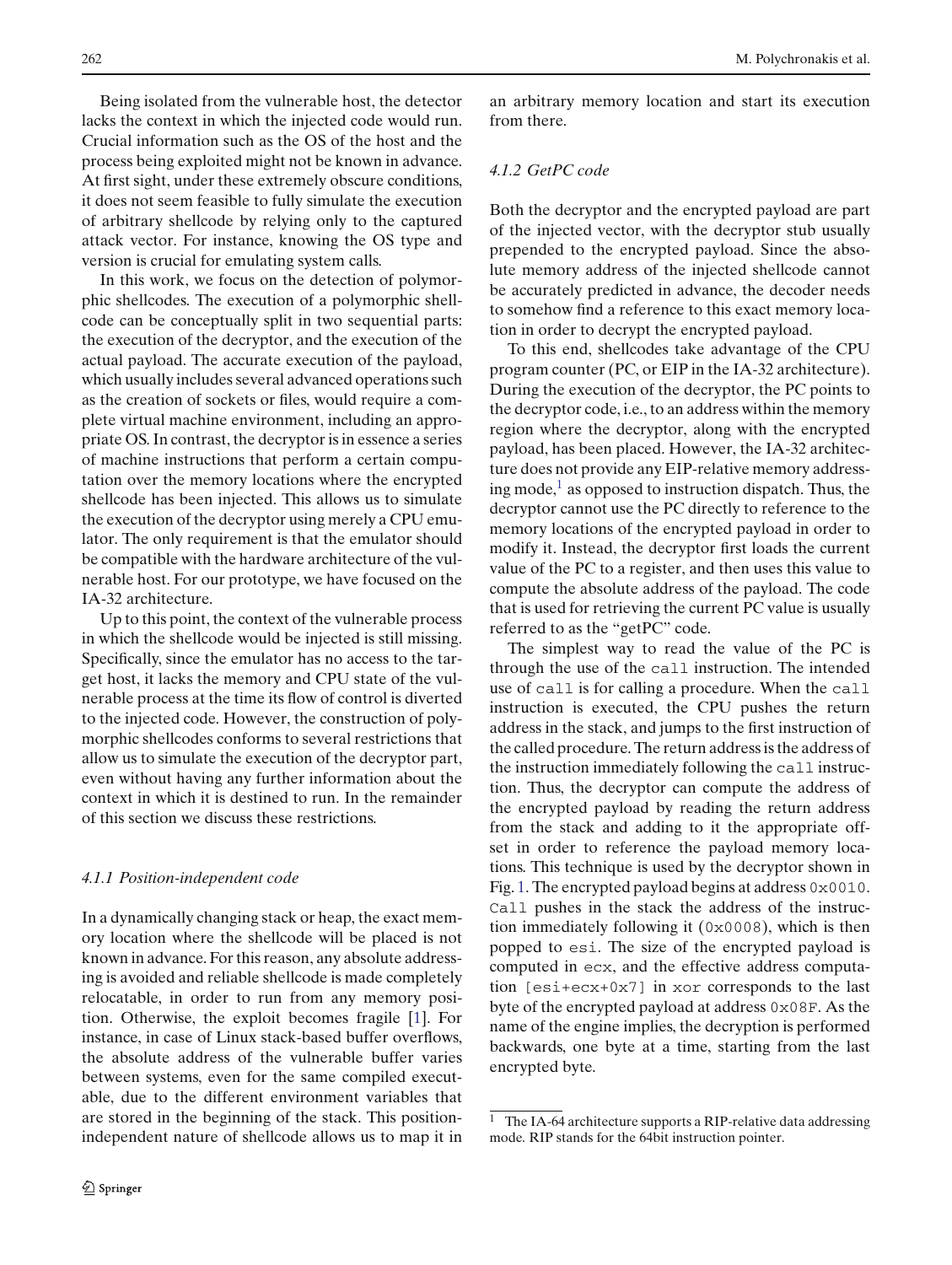Being isolated from the vulnerable host, the detector lacks the context in which the injected code would run. Crucial information such as the OS of the host and the process being exploited might not be known in advance. At first sight, under these extremely obscure conditions, it does not seem feasible to fully simulate the execution of arbitrary shellcode by relying only to the captured attack vector. For instance, knowing the OS type and version is crucial for emulating system calls.

In this work, we focus on the detection of polymorphic shellcodes. The execution of a polymorphic shellcode can be conceptually split in two sequential parts: the execution of the decryptor, and the execution of the actual payload. The accurate execution of the payload, which usually includes several advanced operations such as the creation of sockets or files, would require a complete virtual machine environment, including an appropriate OS. In contrast, the decryptor is in essence a series of machine instructions that perform a certain computation over the memory locations where the encrypted shellcode has been injected. This allows us to simulate the execution of the decryptor using merely a CPU emulator. The only requirement is that the emulator should be compatible with the hardware architecture of the vulnerable host. For our prototype, we have focused on the IA-32 architecture.

Up to this point, the context of the vulnerable process in which the shellcode would be injected is still missing. Specifically, since the emulator has no access to the target host, it lacks the memory and CPU state of the vulnerable process at the time its flow of control is diverted to the injected code. However, the construction of polymorphic shellcodes conforms to several restrictions that allow us to simulate the execution of the decryptor part, even without having any further information about the context in which it is destined to run. In the remainder of this section we discuss these restrictions.

#### *4.1.1 Position-independent code*

In a dynamically changing stack or heap, the exact memory location where the shellcode will be placed is not known in advance. For this reason, any absolute addressing is avoided and reliable shellcode is made completely relocatable, in order to run from any memory position. Otherwise, the exploit becomes fragile [1]. For instance, in case of Linux stack-based buffer overflows, the absolute address of the vulnerable buffer varies between systems, even for the same compiled executable, due to the different environment variables that are stored in the beginning of the stack. This position-independent nature of shellcode allows us to map it in an arbitrary memory location and start its execution from there.

#### *4.1.2 GetPC code*

Both the decryptor and the encrypted payload are part of the injected vector, with the decryptor stub usually prepended to the encrypted payload. Since the absolute memory address of the injected shellcode cannot be accurately predicted in advance, the decoder needs to somehow find a reference to this exact memory location in order to decrypt the encrypted payload.

To this end, shellcodes take advantage of the CPU program counter (PC, or EIP in the IA-32 architecture). During the execution of the decryptor, the PC points to the decryptor code, i.e., to an address within the memory region where the decryptor, along with the encrypted payload, has been placed. However, the IA-32 architecture does not provide any EIP-relative memory addressing mode,[1] as opposed to instruction dispatch. Thus, the decryptor cannot use the PC directly to reference to the memory locations of the encrypted payload in order to modify it. Instead, the decryptor first loads the current value of the PC to a register, and then uses this value to compute the absolute address of the payload. The code that is used for retrieving the current PC value is usually referred to as the "getPC" code.

The simplest way to read the value of the PC is through the use of the `call` instruction. The intended use of `call` is for calling a procedure. When the `call` instruction is executed, the CPU pushes the return address in the stack, and jumps to the first instruction of the called procedure. The return address is the address of the instruction immediately following the `call` instruction. Thus, the decryptor can compute the address of the encrypted payload by reading the return address from the stack and adding to it the appropriate offset in order to reference the payload memory locations. This technique is used by the decryptor shown in Fig. 1. The encrypted payload begins at address `0x0010`. `Call` pushes in the stack the address of the instruction immediately following it (`0x0008`), which is then popped to `esi`. The size of the encrypted payload is computed in `ecx`, and the effective address computation `[esi+ecx+0x7]` in `xor` corresponds to the last byte of the encrypted payload at address `0x08F`. As the name of the engine implies, the decryption is performed backwards, one byte at a time, starting from the last encrypted byte.

---

[1] The IA-64 architecture supports a RIP-relative data addressing mode. RIP stands for the 64bit instruction pointer.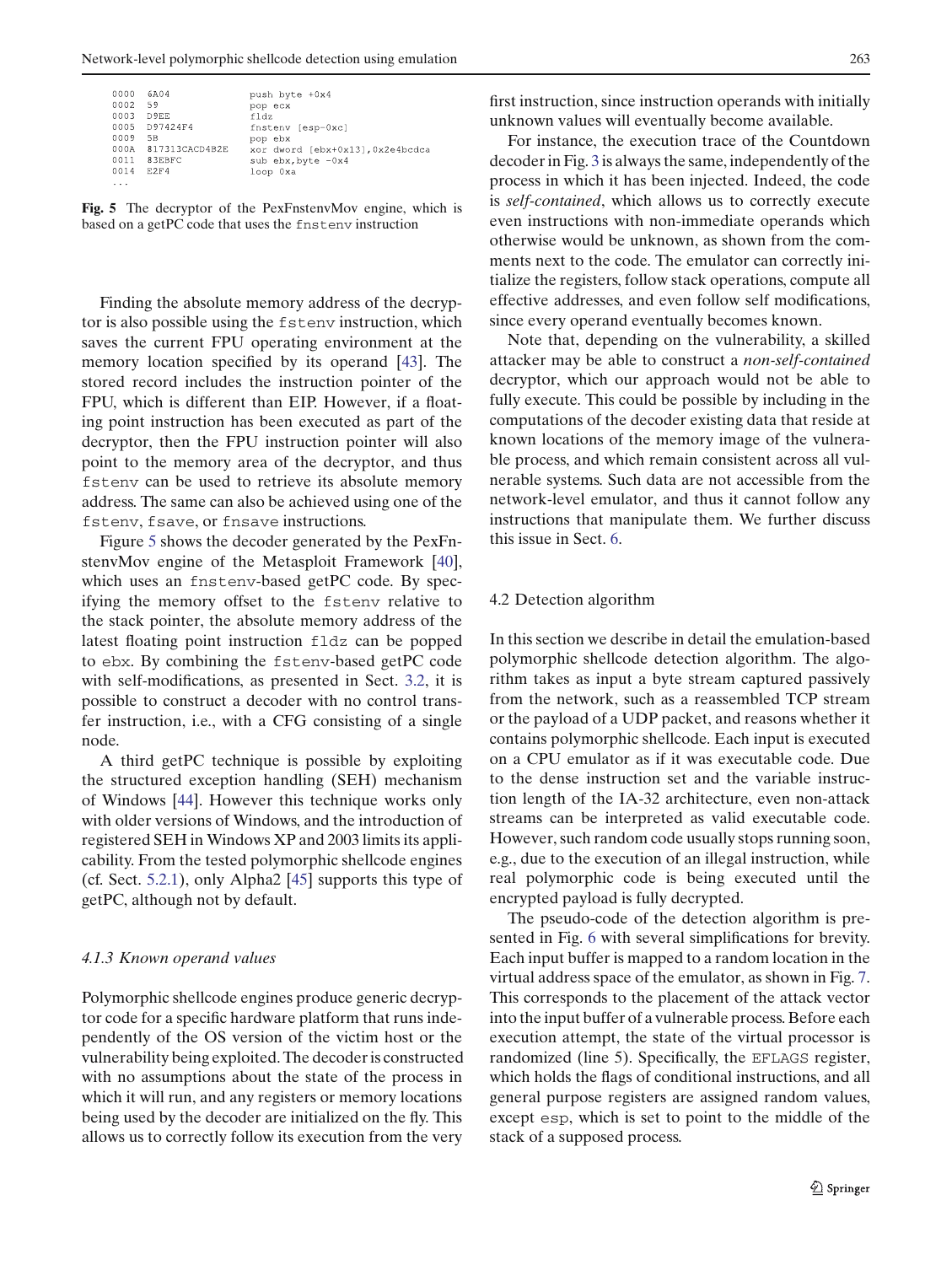```
0000  6A04              push byte +0x4
0002  59                pop ecx
0003  D9EE              fldz
0005  D97424F4          fnstenv [esp-0xc]
0009  5B                pop ebx
000A  817313CACD4B2E    xor dword [ebx+0x13],0x2e4bcdca
0011  83EBFC            sub ebx,byte -0x4
0014  E2F4              loop 0xa
...
```

**Fig. 5** The decryptor of the PexFnstenvMov engine, which is based on a getPC code that uses the `fnstenv` instruction

Finding the absolute memory address of the decryptor is also possible using the `fstenv` instruction, which saves the current FPU operating environment at the memory location specified by its operand [43]. The stored record includes the instruction pointer of the FPU, which is different than EIP. However, if a floating point instruction has been executed as part of the decryptor, then the FPU instruction pointer will also point to the memory area of the decryptor, and thus `fstenv` can be used to retrieve its absolute memory address. The same can also be achieved using one of the `fstenv`, `fsave`, or `fnsave` instructions.

Figure 5 shows the decoder generated by the PexFnstenvMov engine of the Metasploit Framework [40], which uses an `fnstenv`-based getPC code. By specifying the memory offset to the `fstenv` relative to the stack pointer, the absolute memory address of the latest floating point instruction `fldz` can be popped to `ebx`. By combining the `fstenv`-based getPC code with self-modifications, as presented in Sect. 3.2, it is possible to construct a decoder with no control transfer instruction, i.e., with a CFG consisting of a single node.

A third getPC technique is possible by exploiting the structured exception handling (SEH) mechanism of Windows [44]. However this technique works only with older versions of Windows, and the introduction of registered SEH in Windows XP and 2003 limits its applicability. From the tested polymorphic shellcode engines (cf. Sect. 5.2.1), only Alpha2 [45] supports this type of getPC, although not by default.

#### *4.1.3 Known operand values*

Polymorphic shellcode engines produce generic decryptor code for a specific hardware platform that runs independently of the OS version of the victim host or the vulnerability being exploited. The decoder is constructed with no assumptions about the state of the process in which it will run, and any registers or memory locations being used by the decoder are initialized on the fly. This allows us to correctly follow its execution from the very first instruction, since instruction operands with initially unknown values will eventually become available.

For instance, the execution trace of the Countdown decoder in Fig. 3 is always the same, independently of the process in which it has been injected. Indeed, the code is *self-contained*, which allows us to correctly execute even instructions with non-immediate operands which otherwise would be unknown, as shown from the comments next to the code. The emulator can correctly initialize the registers, follow stack operations, compute all effective addresses, and even follow self modifications, since every operand eventually becomes known.

Note that, depending on the vulnerability, a skilled attacker may be able to construct a *non-self-contained* decryptor, which our approach would not be able to fully execute. This could be possible by including in the computations of the decoder existing data that reside at known locations of the memory image of the vulnerable process, and which remain consistent across all vulnerable systems. Such data are not accessible from the network-level emulator, and thus it cannot follow any instructions that manipulate them. We further discuss this issue in Sect. 6.

### 4.2 Detection algorithm

In this section we describe in detail the emulation-based polymorphic shellcode detection algorithm. The algorithm takes as input a byte stream captured passively from the network, such as a reassembled TCP stream or the payload of a UDP packet, and reasons whether it contains polymorphic shellcode. Each input is executed on a CPU emulator as if it was executable code. Due to the dense instruction set and the variable instruction length of the IA-32 architecture, even non-attack streams can be interpreted as valid executable code. However, such random code usually stops running soon, e.g., due to the execution of an illegal instruction, while real polymorphic code is being executed until the encrypted payload is fully decrypted.

The pseudo-code of the detection algorithm is presented in Fig. 6 with several simplifications for brevity. Each input buffer is mapped to a random location in the virtual address space of the emulator, as shown in Fig. 7. This corresponds to the placement of the attack vector into the input buffer of a vulnerable process. Before each execution attempt, the state of the virtual processor is randomized (line 5). Specifically, the `EFLAGS` register, which holds the flags of conditional instructions, and all general purpose registers are assigned random values, except `esp`, which is set to point to the middle of the stack of a supposed process.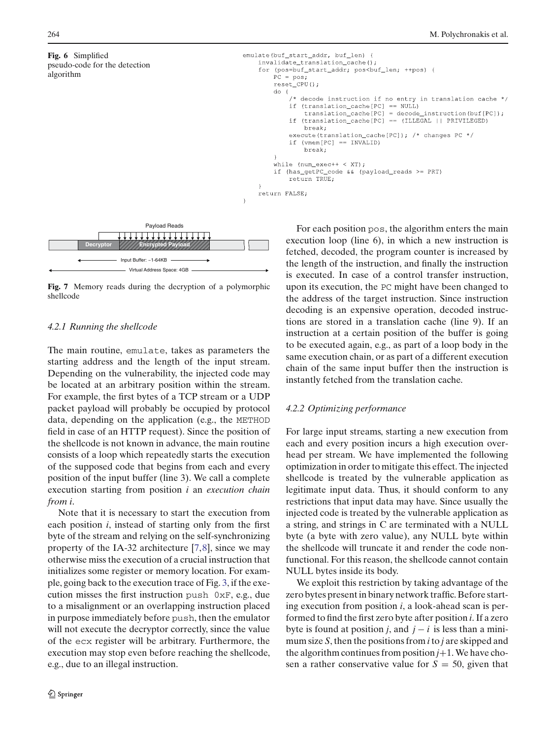**Fig. 6** Simplified pseudo-code for the detection algorithm

```
emulate(buf_start_addr, buf_len) {
    invalidate_translation_cache();
    for (pos=buf_start_addr; pos<buf_len; ++pos) {
        PC = pos;
        reset_CPU();
        do {
            /* decode instruction if no entry in translation cache */
            if (translation_cache[PC] == NULL)
                translation_cache[PC] = decode_instruction(buf[PC]);
            if (translation_cache[PC] == (ILLEGAL || PRIVILEGED)
                break;
            execute(translation_cache[PC]); /* changes PC */
            if (vmem[PC] == INVALID)
                break;
        }
        while (num_exec++ < XT);
        if (has_getPC_code && (payload_reads >= PRT)
            return TRUE;
    }
    return FALSE;
}
```

**Fig. 7** Memory reads during the decryption of a polymorphic shellcode

#### 4.2.1 Running the shellcode

The main routine, `emulate`, takes as parameters the starting address and the length of the input stream. Depending on the vulnerability, the injected code may be located at an arbitrary position within the stream. For example, the first bytes of a TCP stream or a UDP packet payload will probably be occupied by protocol data, depending on the application (e.g., the `METHOD` field in case of an HTTP request). Since the position of the shellcode is not known in advance, the main routine consists of a loop which repeatedly starts the execution of the supposed code that begins from each and every position of the input buffer (line 3). We call a complete execution starting from position *i* an *execution chain from i*.

Note that it is necessary to start the execution from each position *i*, instead of starting only from the first byte of the stream and relying on the self-synchronizing property of the IA-32 architecture [7,8], since we may otherwise miss the execution of a crucial instruction that initializes some register or memory location. For example, going back to the execution trace of Fig. 3, if the execution misses the first instruction `push 0xF`, e.g., due to a misalignment or an overlapping instruction placed in purpose immediately before `push`, then the emulator will not execute the decryptor correctly, since the value of the `ecx` register will be arbitrary. Furthermore, the execution may stop even before reaching the shellcode, e.g., due to an illegal instruction.

For each position `pos`, the algorithm enters the main execution loop (line 6), in which a new instruction is fetched, decoded, the program counter is increased by the length of the instruction, and finally the instruction is executed. In case of a control transfer instruction, upon its execution, the `PC` might have been changed to the address of the target instruction. Since instruction decoding is an expensive operation, decoded instructions are stored in a translation cache (line 9). If an instruction at a certain position of the buffer is going to be executed again, e.g., as part of a loop body in the same execution chain, or as part of a different execution chain of the same input buffer then the instruction is instantly fetched from the translation cache.

#### 4.2.2 Optimizing performance

For large input streams, starting a new execution from each and every position incurs a high execution overhead per stream. We have implemented the following optimization in order to mitigate this effect. The injected shellcode is treated by the vulnerable application as legitimate input data. Thus, it should conform to any restrictions that input data may have. Since usually the injected code is treated by the vulnerable application as a string, and strings in C are terminated with a NULL byte (a byte with zero value), any NULL byte within the shellcode will truncate it and render the code non-functional. For this reason, the shellcode cannot contain NULL bytes inside its body.

We exploit this restriction by taking advantage of the zero bytes present in binary network traffic. Before starting execution from position *i*, a look-ahead scan is performed to find the first zero byte after position *i*. If a zero byte is found at position *j*, and $j - i$ is less than a minimum size *S*, then the positions from *i* to *j* are skipped and the algorithm continues from position $j+1$. We have chosen a rather conservative value for $S = 50$, given that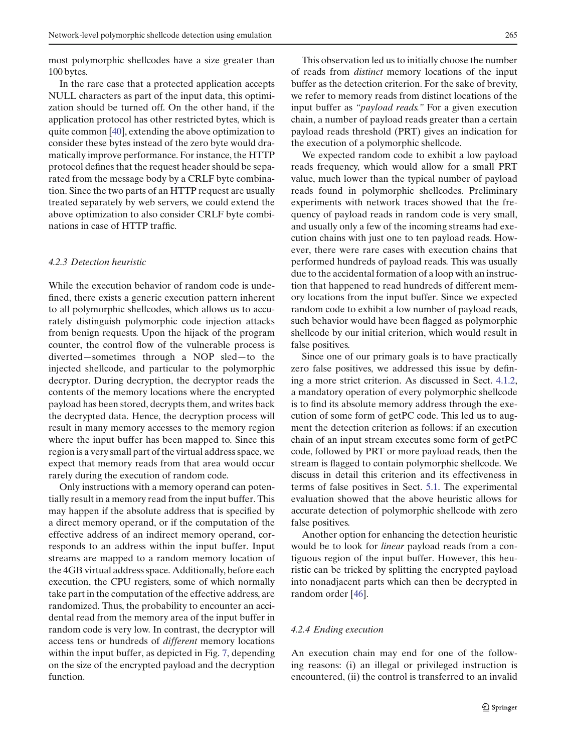most polymorphic shellcodes have a size greater than 100 bytes.

In the rare case that a protected application accepts NULL characters as part of the input data, this optimization should be turned off. On the other hand, if the application protocol has other restricted bytes, which is quite common [40], extending the above optimization to consider these bytes instead of the zero byte would dramatically improve performance. For instance, the HTTP protocol defines that the request header should be separated from the message body by a CRLF byte combination. Since the two parts of an HTTP request are usually treated separately by web servers, we could extend the above optimization to also consider CRLF byte combinations in case of HTTP traffic.

#### 4.2.3 Detection heuristic

While the execution behavior of random code is undefined, there exists a generic execution pattern inherent to all polymorphic shellcodes, which allows us to accurately distinguish polymorphic code injection attacks from benign requests. Upon the hijack of the program counter, the control flow of the vulnerable process is diverted—sometimes through a NOP sled—to the injected shellcode, and in particular to the polymorphic decryptor. During decryption, the decryptor reads the contents of the memory locations where the encrypted payload has been stored, decrypts them, and writes back the decrypted data. Hence, the decryption process will result in many memory accesses to the memory region where the input buffer has been mapped to. Since this region is a very small part of the virtual address space, we expect that memory reads from that area would occur rarely during the execution of random code.

Only instructions with a memory operand can potentially result in a memory read from the input buffer. This may happen if the absolute address that is specified by a direct memory operand, or if the computation of the effective address of an indirect memory operand, corresponds to an address within the input buffer. Input streams are mapped to a random memory location of the 4GB virtual address space. Additionally, before each execution, the CPU registers, some of which normally take part in the computation of the effective address, are randomized. Thus, the probability to encounter an accidental read from the memory area of the input buffer in random code is very low. In contrast, the decryptor will access tens or hundreds of *different* memory locations within the input buffer, as depicted in Fig. 7, depending on the size of the encrypted payload and the decryption function.

This observation led us to initially choose the number of reads from *distinct* memory locations of the input buffer as the detection criterion. For the sake of brevity, we refer to memory reads from distinct locations of the input buffer as *"payload reads."* For a given execution chain, a number of payload reads greater than a certain payload reads threshold (PRT) gives an indication for the execution of a polymorphic shellcode.

We expected random code to exhibit a low payload reads frequency, which would allow for a small PRT value, much lower than the typical number of payload reads found in polymorphic shellcodes. Preliminary experiments with network traces showed that the frequency of payload reads in random code is very small, and usually only a few of the incoming streams had execution chains with just one to ten payload reads. However, there were rare cases with execution chains that performed hundreds of payload reads. This was usually due to the accidental formation of a loop with an instruction that happened to read hundreds of different memory locations from the input buffer. Since we expected random code to exhibit a low number of payload reads, such behavior would have been flagged as polymorphic shellcode by our initial criterion, which would result in false positives.

Since one of our primary goals is to have practically zero false positives, we addressed this issue by defining a more strict criterion. As discussed in Sect. 4.1.2, a mandatory operation of every polymorphic shellcode is to find its absolute memory address through the execution of some form of getPC code. This led us to augment the detection criterion as follows: if an execution chain of an input stream executes some form of getPC code, followed by PRT or more payload reads, then the stream is flagged to contain polymorphic shellcode. We discuss in detail this criterion and its effectiveness in terms of false positives in Sect. 5.1. The experimental evaluation showed that the above heuristic allows for accurate detection of polymorphic shellcode with zero false positives.

Another option for enhancing the detection heuristic would be to look for *linear* payload reads from a contiguous region of the input buffer. However, this heuristic can be tricked by splitting the encrypted payload into nonadjacent parts which can then be decrypted in random order [46].

#### 4.2.4 Ending execution

An execution chain may end for one of the following reasons: (i) an illegal or privileged instruction is encountered, (ii) the control is transferred to an invalid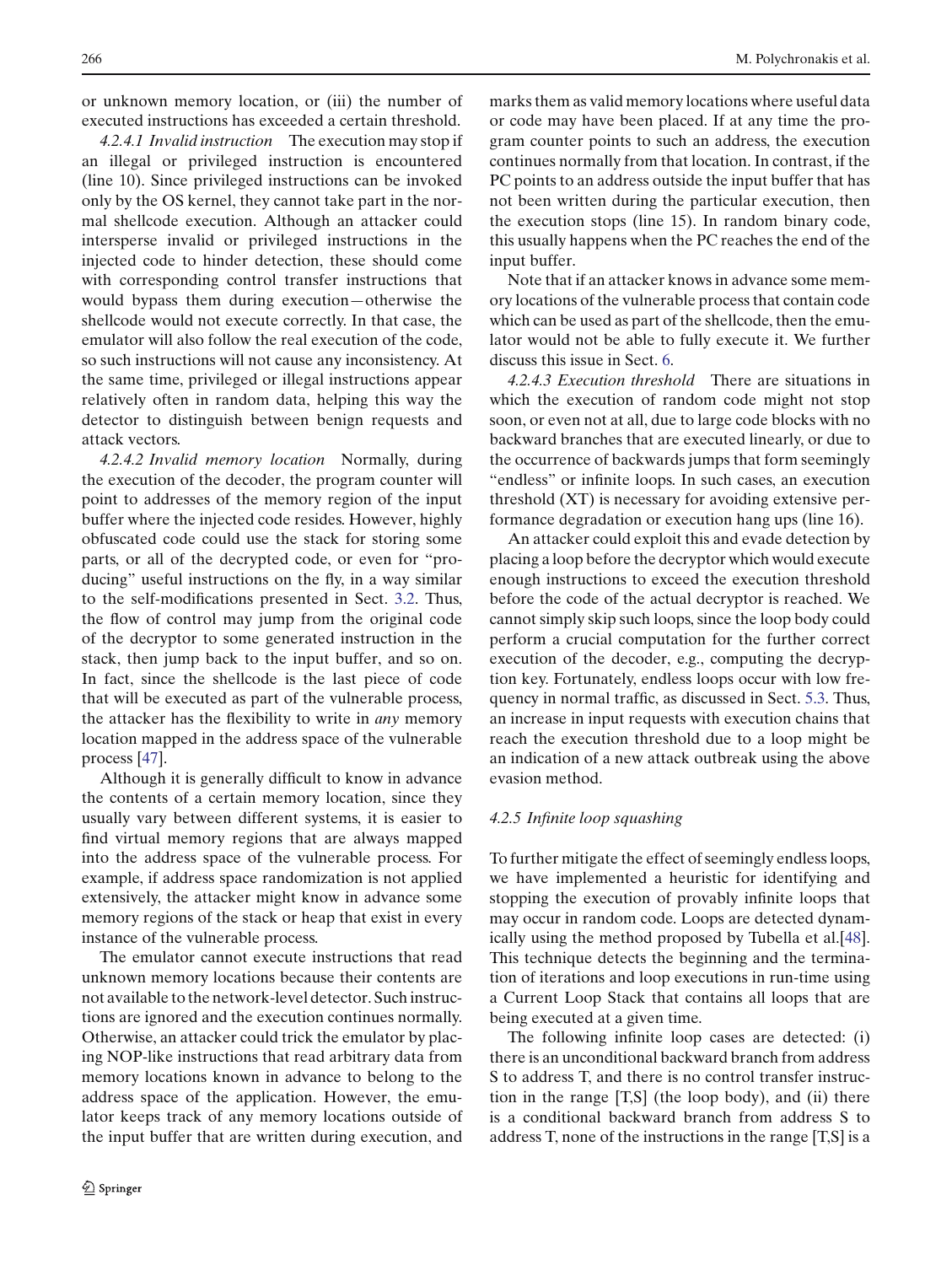or unknown memory location, or (iii) the number of executed instructions has exceeded a certain threshold.

*4.2.4.1 Invalid instruction* The execution may stop if an illegal or privileged instruction is encountered (line 10). Since privileged instructions can be invoked only by the OS kernel, they cannot take part in the normal shellcode execution. Although an attacker could intersperse invalid or privileged instructions in the injected code to hinder detection, these should come with corresponding control transfer instructions that would bypass them during execution—otherwise the shellcode would not execute correctly. In that case, the emulator will also follow the real execution of the code, so such instructions will not cause any inconsistency. At the same time, privileged or illegal instructions appear relatively often in random data, helping this way the detector to distinguish between benign requests and attack vectors.

*4.2.4.2 Invalid memory location* Normally, during the execution of the decoder, the program counter will point to addresses of the memory region of the input buffer where the injected code resides. However, highly obfuscated code could use the stack for storing some parts, or all of the decrypted code, or even for "producing" useful instructions on the fly, in a way similar to the self-modifications presented in Sect. 3.2. Thus, the flow of control may jump from the original code of the decryptor to some generated instruction in the stack, then jump back to the input buffer, and so on. In fact, since the shellcode is the last piece of code that will be executed as part of the vulnerable process, the attacker has the flexibility to write in *any* memory location mapped in the address space of the vulnerable process [47].

Although it is generally difficult to know in advance the contents of a certain memory location, since they usually vary between different systems, it is easier to find virtual memory regions that are always mapped into the address space of the vulnerable process. For example, if address space randomization is not applied extensively, the attacker might know in advance some memory regions of the stack or heap that exist in every instance of the vulnerable process.

The emulator cannot execute instructions that read unknown memory locations because their contents are not available to the network-level detector. Such instructions are ignored and the execution continues normally. Otherwise, an attacker could trick the emulator by placing NOP-like instructions that read arbitrary data from memory locations known in advance to belong to the address space of the application. However, the emulator keeps track of any memory locations outside of the input buffer that are written during execution, and marks them as valid memory locations where useful data or code may have been placed. If at any time the program counter points to such an address, the execution continues normally from that location. In contrast, if the PC points to an address outside the input buffer that has not been written during the particular execution, then the execution stops (line 15). In random binary code, this usually happens when the PC reaches the end of the input buffer.

Note that if an attacker knows in advance some memory locations of the vulnerable process that contain code which can be used as part of the shellcode, then the emulator would not be able to fully execute it. We further discuss this issue in Sect. 6.

*4.2.4.3 Execution threshold* There are situations in which the execution of random code might not stop soon, or even not at all, due to large code blocks with no backward branches that are executed linearly, or due to the occurrence of backwards jumps that form seemingly "endless" or infinite loops. In such cases, an execution threshold (XT) is necessary for avoiding extensive performance degradation or execution hang ups (line 16).

An attacker could exploit this and evade detection by placing a loop before the decryptor which would execute enough instructions to exceed the execution threshold before the code of the actual decryptor is reached. We cannot simply skip such loops, since the loop body could perform a crucial computation for the further correct execution of the decoder, e.g., computing the decryption key. Fortunately, endless loops occur with low frequency in normal traffic, as discussed in Sect. 5.3. Thus, an increase in input requests with execution chains that reach the execution threshold due to a loop might be an indication of a new attack outbreak using the above evasion method.

#### *4.2.5 Infinite loop squashing*

To further mitigate the effect of seemingly endless loops, we have implemented a heuristic for identifying and stopping the execution of provably infinite loops that may occur in random code. Loops are detected dynamically using the method proposed by Tubella et al.[48]. This technique detects the beginning and the termination of iterations and loop executions in run-time using a Current Loop Stack that contains all loops that are being executed at a given time.

The following infinite loop cases are detected: (i) there is an unconditional backward branch from address S to address T, and there is no control transfer instruction in the range [T,S] (the loop body), and (ii) there is a conditional backward branch from address S to address T, none of the instructions in the range [T,S] is a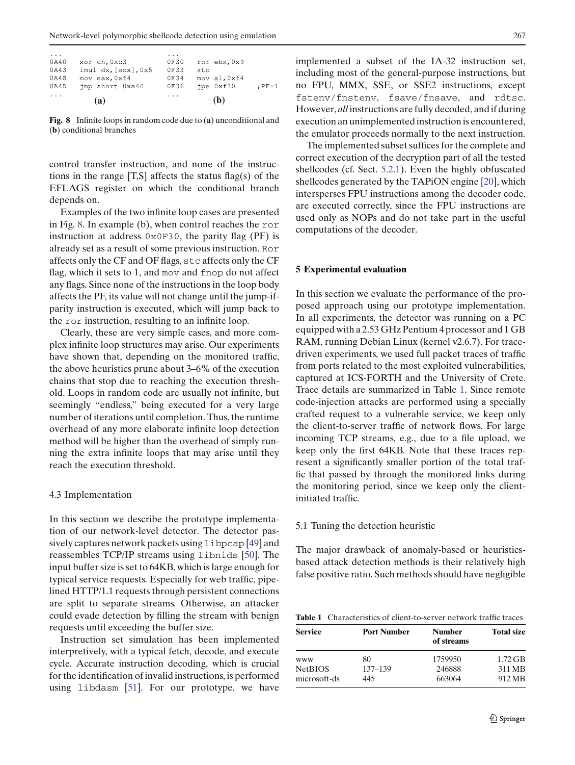```
...                                  ...
0A40   xor ch,0xc3                   0F30   ror ebx,0x9
0A43   imul dx,[ecx],0x5             0F33   stc
0A48   mov eax,0xf4                  0F34   mov al,0xf4
0A4D   jmp short 0xa40               0F36   jpe 0xf30        ;PF=1
...                                  ...
            (a)                                  (b)
```

**Fig. 8** Infinite loops in random code due to (**a**) unconditional and (**b**) conditional branches

control transfer instruction, and none of the instructions in the range [T,S] affects the status flag(s) of the EFLAGS register on which the conditional branch depends on.

Examples of the two infinite loop cases are presented in Fig. 8. In example (b), when control reaches the `ror` instruction at address `0x0F30`, the parity flag (PF) is already set as a result of some previous instruction. `Ror` affects only the CF and OF flags, `stc` affects only the CF flag, which it sets to 1, and `mov` and `fnop` do not affect any flags. Since none of the instructions in the loop body affects the PF, its value will not change until the jump-if-parity instruction is executed, which will jump back to the `ror` instruction, resulting to an infinite loop.

Clearly, these are very simple cases, and more complex infinite loop structures may arise. Our experiments have shown that, depending on the monitored traffic, the above heuristics prune about 3–6% of the execution chains that stop due to reaching the execution threshold. Loops in random code are usually not infinite, but seemingly "endless," being executed for a very large number of iterations until completion. Thus, the runtime overhead of any more elaborate infinite loop detection method will be higher than the overhead of simply running the extra infinite loops that may arise until they reach the execution threshold.

### 4.3 Implementation

In this section we describe the prototype implementation of our network-level detector. The detector passively captures network packets using `libpcap` [49] and reassembles TCP/IP streams using `libnids` [50]. The input buffer size is set to 64KB, which is large enough for typical service requests. Especially for web traffic, pipelined HTTP/1.1 requests through persistent connections are split to separate streams. Otherwise, an attacker could evade detection by filling the stream with benign requests until exceeding the buffer size.

Instruction set simulation has been implemented interpretively, with a typical fetch, decode, and execute cycle. Accurate instruction decoding, which is crucial for the identification of invalid instructions, is performed using `libdasm` [51]. For our prototype, we have implemented a subset of the IA-32 instruction set, including most of the general-purpose instructions, but no FPU, MMX, SSE, or SSE2 instructions, except `fstenv/fnstenv`, `fsave/fnsave`, and `rdtsc`. However, *all* instructions are fully decoded, and if during execution an unimplemented instruction is encountered, the emulator proceeds normally to the next instruction.

The implemented subset suffices for the complete and correct execution of the decryption part of all the tested shellcodes (cf. Sect. 5.2.1). Even the highly obfuscated shellcodes generated by the TAPiON engine [20], which intersperses FPU instructions among the decoder code, are executed correctly, since the FPU instructions are used only as NOPs and do not take part in the useful computations of the decoder.

## 5 Experimental evaluation

In this section we evaluate the performance of the proposed approach using our prototype implementation. In all experiments, the detector was running on a PC equipped with a 2.53 GHz Pentium 4 processor and 1 GB RAM, running Debian Linux (kernel v2.6.7). For trace-driven experiments, we used full packet traces of traffic from ports related to the most exploited vulnerabilities, captured at ICS-FORTH and the University of Crete. Trace details are summarized in Table 1. Since remote code-injection attacks are performed using a specially crafted request to a vulnerable service, we keep only the client-to-server traffic of network flows. For large incoming TCP streams, e.g., due to a file upload, we keep only the first 64KB. Note that these traces represent a significantly smaller portion of the total traffic that passed by through the monitored links during the monitoring period, since we keep only the client-initiated traffic.

### 5.1 Tuning the detection heuristic

The major drawback of anomaly-based or heuristics-based attack detection methods is their relatively high false positive ratio. Such methods should have negligible

**Table 1** Characteristics of client-to-server network traffic traces

| Service | Port Number | Number of streams | Total size |
|---|---|---|---|
| www | 80 | 1759950 | 1.72 GB |
| NetBIOS | 137–139 | 246888 | 311 MB |
| microsoft-ds | 445 | 663064 | 912 MB |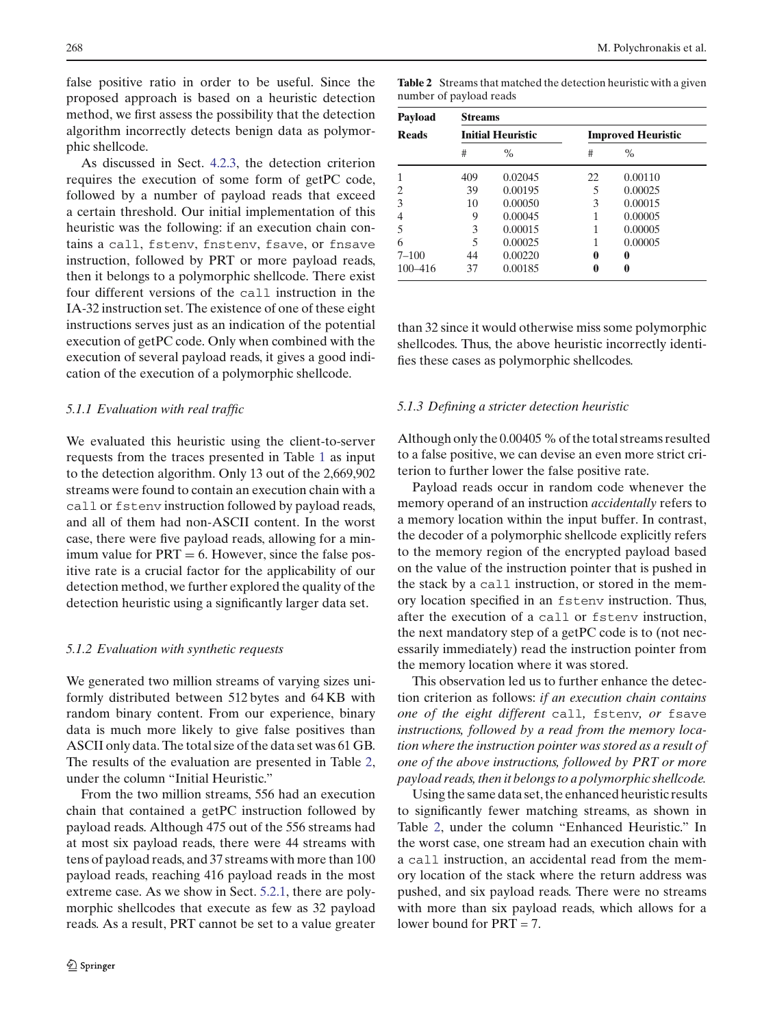false positive ratio in order to be useful. Since the proposed approach is based on a heuristic detection method, we first assess the possibility that the detection algorithm incorrectly detects benign data as polymorphic shellcode.

As discussed in Sect. 4.2.3, the detection criterion requires the execution of some form of getPC code, followed by a number of payload reads that exceed a certain threshold. Our initial implementation of this heuristic was the following: if an execution chain contains a `call`, `fstenv`, `fnstenv`, `fsave`, or `fnsave` instruction, followed by PRT or more payload reads, then it belongs to a polymorphic shellcode. There exist four different versions of the `call` instruction in the IA-32 instruction set. The existence of one of these eight instructions serves just as an indication of the potential execution of getPC code. Only when combined with the execution of several payload reads, it gives a good indication of the execution of a polymorphic shellcode.

### 5.1.1 Evaluation with real traffic

We evaluated this heuristic using the client-to-server requests from the traces presented in Table 1 as input to the detection algorithm. Only 13 out of the 2,669,902 streams were found to contain an execution chain with a `call` or `fstenv` instruction followed by payload reads, and all of them had non-ASCII content. In the worst case, there were five payload reads, allowing for a minimum value for PRT = 6. However, since the false positive rate is a crucial factor for the applicability of our detection method, we further explored the quality of the detection heuristic using a significantly larger data set.

### 5.1.2 Evaluation with synthetic requests

We generated two million streams of varying sizes uniformly distributed between 512 bytes and 64 KB with random binary content. From our experience, binary data is much more likely to give false positives than ASCII only data. The total size of the data set was 61 GB. The results of the evaluation are presented in Table 2, under the column "Initial Heuristic."

From the two million streams, 556 had an execution chain that contained a getPC instruction followed by payload reads. Although 475 out of the 556 streams had at most six payload reads, there were 44 streams with tens of payload reads, and 37 streams with more than 100 payload reads, reaching 416 payload reads in the most extreme case. As we show in Sect. 5.2.1, there are polymorphic shellcodes that execute as few as 32 payload reads. As a result, PRT cannot be set to a value greater than 32 since it would otherwise miss some polymorphic shellcodes. Thus, the above heuristic incorrectly identifies these cases as polymorphic shellcodes.

**Table 2** Streams that matched the detection heuristic with a given number of payload reads

| Payload | Streams | | | |
|---|---|---|---|---|
| Reads | Initial Heuristic | | Improved Heuristic | |
| | # | % | # | % |
| 1 | 409 | 0.02045 | 22 | 0.00110 |
| 2 | 39 | 0.00195 | 5 | 0.00025 |
| 3 | 10 | 0.00050 | 3 | 0.00015 |
| 4 | 9 | 0.00045 | 1 | 0.00005 |
| 5 | 3 | 0.00015 | 1 | 0.00005 |
| 6 | 5 | 0.00025 | 1 | 0.00005 |
| 7–100 | 44 | 0.00220 | **0** | **0** |
| 100–416 | 37 | 0.00185 | **0** | **0** |

### 5.1.3 Defining a stricter detection heuristic

Although only the 0.00405 % of the total streams resulted to a false positive, we can devise an even more strict criterion to further lower the false positive rate.

Payload reads occur in random code whenever the memory operand of an instruction *accidentally* refers to a memory location within the input buffer. In contrast, the decoder of a polymorphic shellcode explicitly refers to the memory region of the encrypted payload based on the value of the instruction pointer that is pushed in the stack by a `call` instruction, or stored in the memory location specified in an `fstenv` instruction. Thus, after the execution of a `call` or `fstenv` instruction, the next mandatory step of a getPC code is to (not necessarily immediately) read the instruction pointer from the memory location where it was stored.

This observation led us to further enhance the detection criterion as follows: *if an execution chain contains one of the eight different* `call`*,* `fstenv`*, or* `fsave` *instructions, followed by a read from the memory location where the instruction pointer was stored as a result of one of the above instructions, followed by PRT or more payload reads, then it belongs to a polymorphic shellcode.*

Using the same data set, the enhanced heuristic results to significantly fewer matching streams, as shown in Table 2, under the column "Enhanced Heuristic." In the worst case, one stream had an execution chain with a `call` instruction, an accidental read from the memory location of the stack where the return address was pushed, and six payload reads. There were no streams with more than six payload reads, which allows for a lower bound for PRT = 7.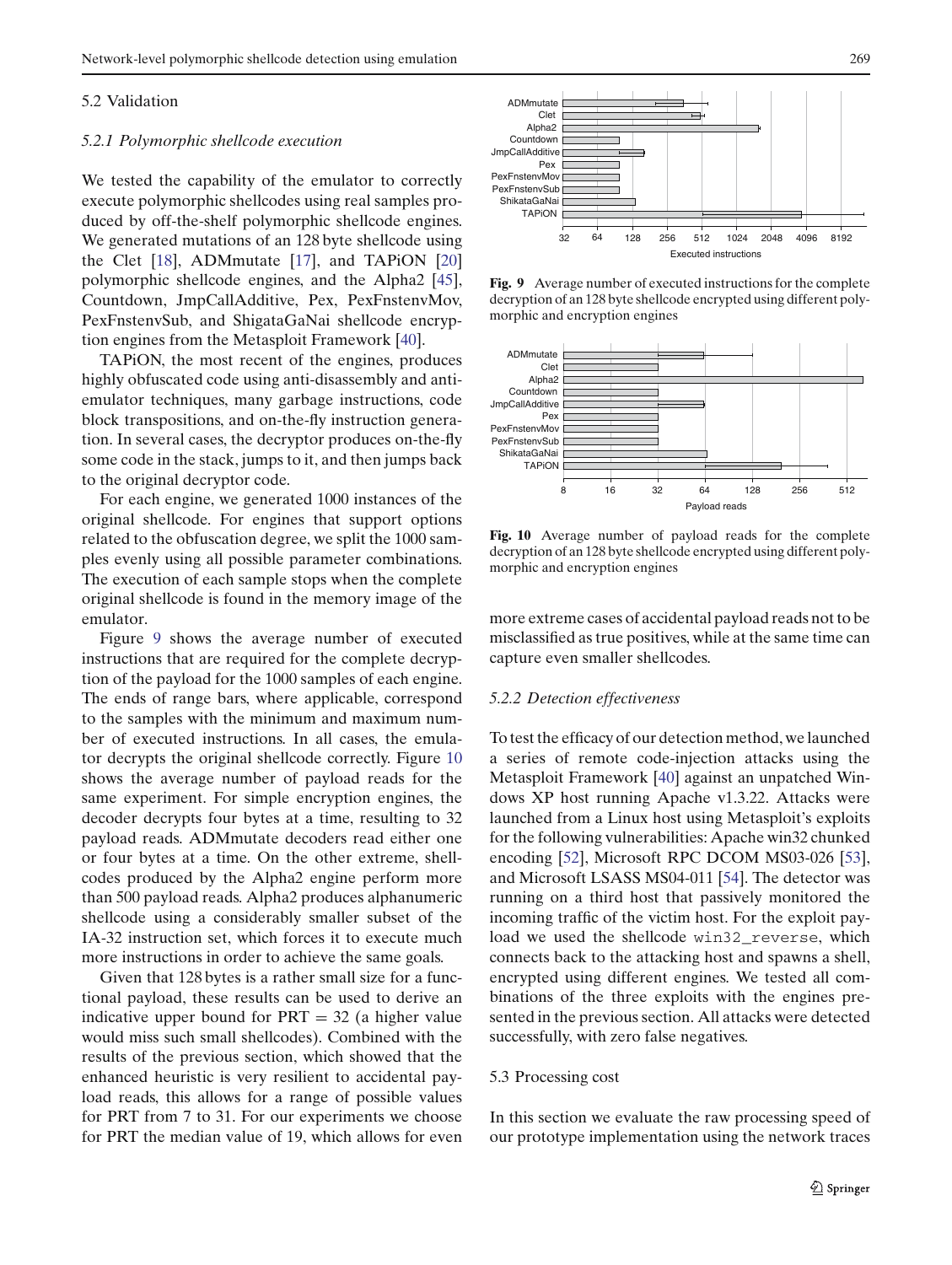## 5.2 Validation

### 5.2.1 Polymorphic shellcode execution

We tested the capability of the emulator to correctly execute polymorphic shellcodes using real samples produced by off-the-shelf polymorphic shellcode engines. We generated mutations of an 128 byte shellcode using the Clet [18], ADMmutate [17], and TAPiON [20] polymorphic shellcode engines, and the Alpha2 [45], Countdown, JmpCallAdditive, Pex, PexFnstenvMov, PexFnstenvSub, and ShigataGaNai shellcode encryption engines from the Metasploit Framework [40].

TAPiON, the most recent of the engines, produces highly obfuscated code using anti-disassembly and anti-emulator techniques, many garbage instructions, code block transpositions, and on-the-fly instruction generation. In several cases, the decryptor produces on-the-fly some code in the stack, jumps to it, and then jumps back to the original decryptor code.

For each engine, we generated 1000 instances of the original shellcode. For engines that support options related to the obfuscation degree, we split the 1000 samples evenly using all possible parameter combinations. The execution of each sample stops when the complete original shellcode is found in the memory image of the emulator.

Figure 9 shows the average number of executed instructions that are required for the complete decryption of the payload for the 1000 samples of each engine. The ends of range bars, where applicable, correspond to the samples with the minimum and maximum number of executed instructions. In all cases, the emulator decrypts the original shellcode correctly. Figure 10 shows the average number of payload reads for the same experiment. For simple encryption engines, the decoder decrypts four bytes at a time, resulting to 32 payload reads. ADMmutate decoders read either one or four bytes at a time. On the other extreme, shellcodes produced by the Alpha2 engine perform more than 500 payload reads. Alpha2 produces alphanumeric shellcode using a considerably smaller subset of the IA-32 instruction set, which forces it to execute much more instructions in order to achieve the same goals.

Given that 128 bytes is a rather small size for a functional payload, these results can be used to derive an indicative upper bound for PRT = 32 (a higher value would miss such small shellcodes). Combined with the results of the previous section, which showed that the enhanced heuristic is very resilient to accidental payload reads, this allows for a range of possible values for PRT from 7 to 31. For our experiments we choose for PRT the median value of 19, which allows for even more extreme cases of accidental payload reads not to be misclassified as true positives, while at the same time can capture even smaller shellcodes.

**Fig. 9** Average number of executed instructions for the complete decryption of an 128 byte shellcode encrypted using different polymorphic and encryption engines

**Fig. 10** Average number of payload reads for the complete decryption of an 128 byte shellcode encrypted using different polymorphic and encryption engines

### 5.2.2 Detection effectiveness

To test the efficacy of our detection method, we launched a series of remote code-injection attacks using the Metasploit Framework [40] against an unpatched Windows XP host running Apache v1.3.22. Attacks were launched from a Linux host using Metasploit's exploits for the following vulnerabilities: Apache win32 chunked encoding [52], Microsoft RPC DCOM MS03-026 [53], and Microsoft LSASS MS04-011 [54]. The detector was running on a third host that passively monitored the incoming traffic of the victim host. For the exploit payload we used the shellcode `win32_reverse`, which connects back to the attacking host and spawns a shell, encrypted using different engines. We tested all combinations of the three exploits with the engines presented in the previous section. All attacks were detected successfully, with zero false negatives.

## 5.3 Processing cost

In this section we evaluate the raw processing speed of our prototype implementation using the network traces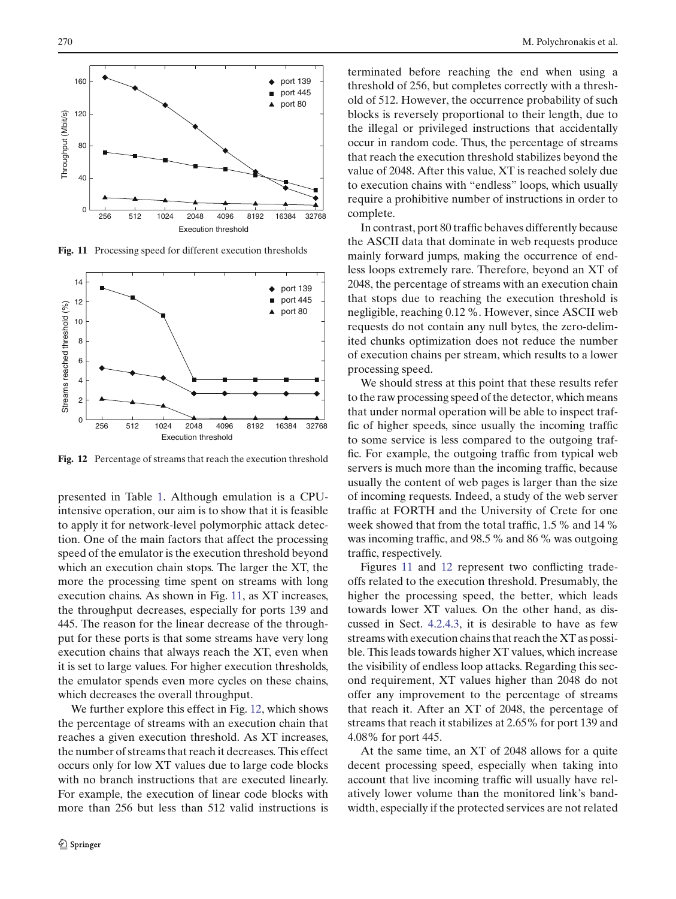**Fig. 11** Processing speed for different execution thresholds

**Fig. 12** Percentage of streams that reach the execution threshold

presented in Table 1. Although emulation is a CPU-intensive operation, our aim is to show that it is feasible to apply it for network-level polymorphic attack detection. One of the main factors that affect the processing speed of the emulator is the execution threshold beyond which an execution chain stops. The larger the XT, the more the processing time spent on streams with long execution chains. As shown in Fig. 11, as XT increases, the throughput decreases, especially for ports 139 and 445. The reason for the linear decrease of the throughput for these ports is that some streams have very long execution chains that always reach the XT, even when it is set to large values. For higher execution thresholds, the emulator spends even more cycles on these chains, which decreases the overall throughput.

We further explore this effect in Fig. 12, which shows the percentage of streams with an execution chain that reaches a given execution threshold. As XT increases, the number of streams that reach it decreases. This effect occurs only for low XT values due to large code blocks with no branch instructions that are executed linearly. For example, the execution of linear code blocks with more than 256 but less than 512 valid instructions is terminated before reaching the end when using a threshold of 256, but completes correctly with a threshold of 512. However, the occurrence probability of such blocks is reversely proportional to their length, due to the illegal or privileged instructions that accidentally occur in random code. Thus, the percentage of streams that reach the execution threshold stabilizes beyond the value of 2048. After this value, XT is reached solely due to execution chains with "endless" loops, which usually require a prohibitive number of instructions in order to complete.

In contrast, port 80 traffic behaves differently because the ASCII data that dominate in web requests produce mainly forward jumps, making the occurrence of endless loops extremely rare. Therefore, beyond an XT of 2048, the percentage of streams with an execution chain that stops due to reaching the execution threshold is negligible, reaching 0.12 %. However, since ASCII web requests do not contain any null bytes, the zero-delimited chunks optimization does not reduce the number of execution chains per stream, which results to a lower processing speed.

We should stress at this point that these results refer to the raw processing speed of the detector, which means that under normal operation will be able to inspect traffic of higher speeds, since usually the incoming traffic to some service is less compared to the outgoing traffic. For example, the outgoing traffic from typical web servers is much more than the incoming traffic, because usually the content of web pages is larger than the size of incoming requests. Indeed, a study of the web server traffic at FORTH and the University of Crete for one week showed that from the total traffic, 1.5 % and 14 % was incoming traffic, and 98.5 % and 86 % was outgoing traffic, respectively.

Figures 11 and 12 represent two conflicting tradeoffs related to the execution threshold. Presumably, the higher the processing speed, the better, which leads towards lower XT values. On the other hand, as discussed in Sect. 4.2.4.3, it is desirable to have as few streams with execution chains that reach the XT as possible. This leads towards higher XT values, which increase the visibility of endless loop attacks. Regarding this second requirement, XT values higher than 2048 do not offer any improvement to the percentage of streams that reach it. After an XT of 2048, the percentage of streams that reach it stabilizes at 2.65% for port 139 and 4.08% for port 445.

At the same time, an XT of 2048 allows for a quite decent processing speed, especially when taking into account that live incoming traffic will usually have relatively lower volume than the monitored link's bandwidth, especially if the protected services are not related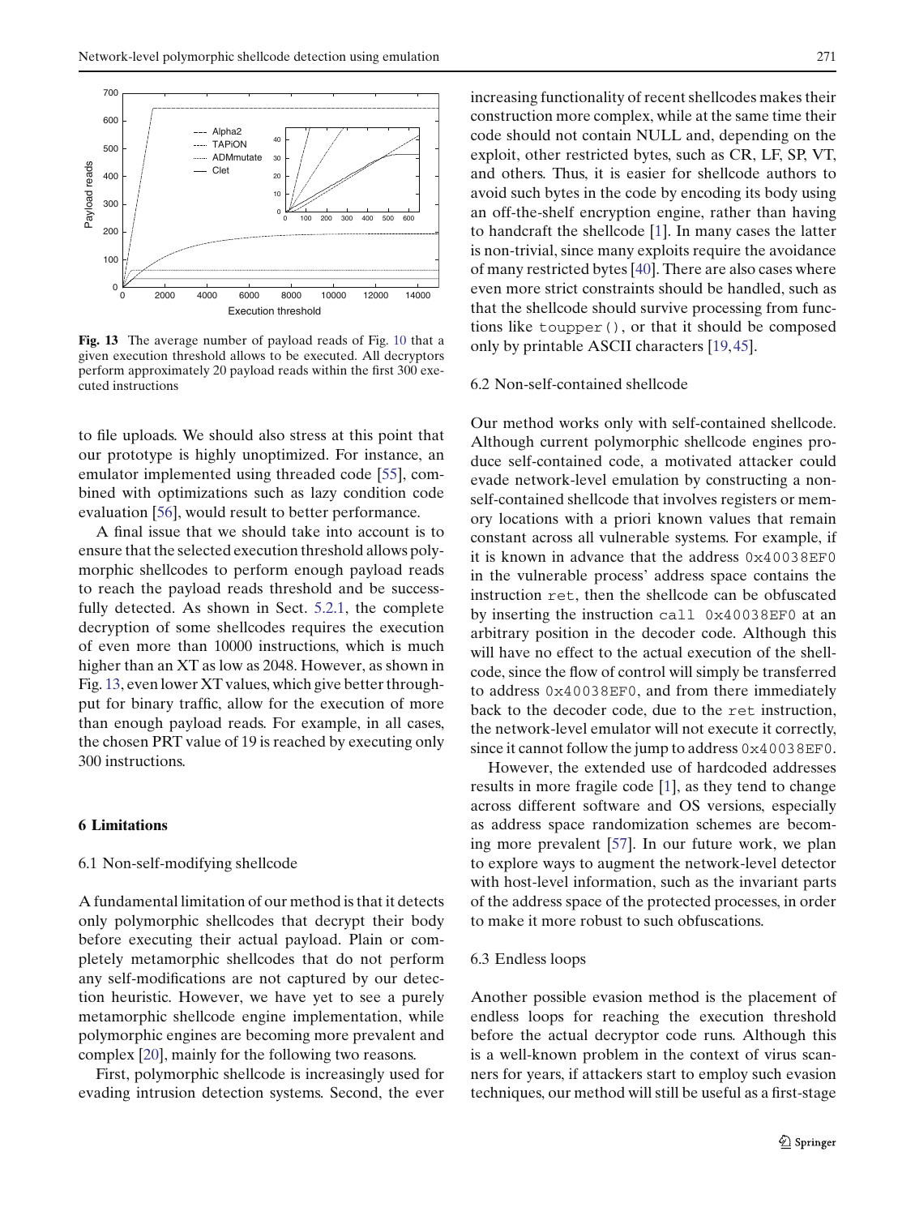**Fig. 13** The average number of payload reads of Fig. 10 that a given execution threshold allows to be executed. All decryptors perform approximately 20 payload reads within the first 300 executed instructions

to file uploads. We should also stress at this point that our prototype is highly unoptimized. For instance, an emulator implemented using threaded code [55], combined with optimizations such as lazy condition code evaluation [56], would result to better performance.

A final issue that we should take into account is to ensure that the selected execution threshold allows polymorphic shellcodes to perform enough payload reads to reach the payload reads threshold and be successfully detected. As shown in Sect. 5.2.1, the complete decryption of some shellcodes requires the execution of even more than 10000 instructions, which is much higher than an XT as low as 2048. However, as shown in Fig. 13, even lower XT values, which give better throughput for binary traffic, allow for the execution of more than enough payload reads. For example, in all cases, the chosen PRT value of 19 is reached by executing only 300 instructions.

## 6 Limitations

### 6.1 Non-self-modifying shellcode

A fundamental limitation of our method is that it detects only polymorphic shellcodes that decrypt their body before executing their actual payload. Plain or completely metamorphic shellcodes that do not perform any self-modifications are not captured by our detection heuristic. However, we have yet to see a purely metamorphic shellcode engine implementation, while polymorphic engines are becoming more prevalent and complex [20], mainly for the following two reasons.

First, polymorphic shellcode is increasingly used for evading intrusion detection systems. Second, the ever increasing functionality of recent shellcodes makes their construction more complex, while at the same time their code should not contain NULL and, depending on the exploit, other restricted bytes, such as CR, LF, SP, VT, and others. Thus, it is easier for shellcode authors to avoid such bytes in the code by encoding its body using an off-the-shelf encryption engine, rather than having to handcraft the shellcode [1]. In many cases the latter is non-trivial, since many exploits require the avoidance of many restricted bytes [40]. There are also cases where even more strict constraints should be handled, such as that the shellcode should survive processing from functions like `toupper()`, or that it should be composed only by printable ASCII characters [19,45].

### 6.2 Non-self-contained shellcode

Our method works only with self-contained shellcode. Although current polymorphic shellcode engines produce self-contained code, a motivated attacker could evade network-level emulation by constructing a non-self-contained shellcode that involves registers or memory locations with a priori known values that remain constant across all vulnerable systems. For example, if it is known in advance that the address `0x40038EF0` in the vulnerable process' address space contains the instruction `ret`, then the shellcode can be obfuscated by inserting the instruction `call 0x40038EF0` at an arbitrary position in the decoder code. Although this will have no effect to the actual execution of the shellcode, since the flow of control will simply be transferred to address `0x40038EF0`, and from there immediately back to the decoder code, due to the `ret` instruction, the network-level emulator will not execute it correctly, since it cannot follow the jump to address `0x40038EF0`.

However, the extended use of hardcoded addresses results in more fragile code [1], as they tend to change across different software and OS versions, especially as address space randomization schemes are becoming more prevalent [57]. In our future work, we plan to explore ways to augment the network-level detector with host-level information, such as the invariant parts of the address space of the protected processes, in order to make it more robust to such obfuscations.

### 6.3 Endless loops

Another possible evasion method is the placement of endless loops for reaching the execution threshold before the actual decryptor code runs. Although this is a well-known problem in the context of virus scanners for years, if attackers start to employ such evasion techniques, our method will still be useful as a first-stage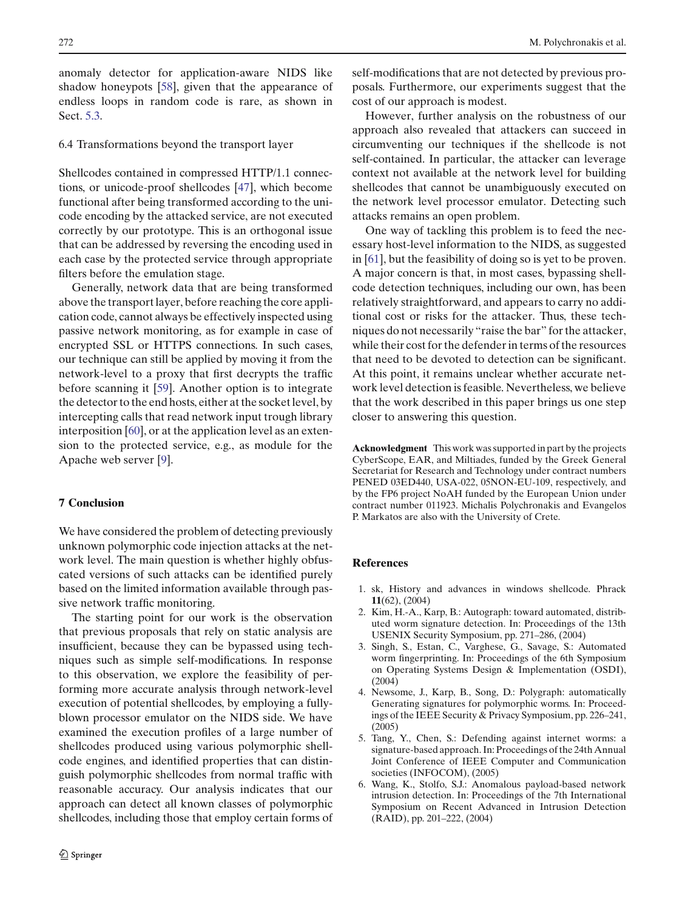anomaly detector for application-aware NIDS like shadow honeypots [58], given that the appearance of endless loops in random code is rare, as shown in Sect. 5.3.

### 6.4 Transformations beyond the transport layer

Shellcodes contained in compressed HTTP/1.1 connections, or unicode-proof shellcodes [47], which become functional after being transformed according to the unicode encoding by the attacked service, are not executed correctly by our prototype. This is an orthogonal issue that can be addressed by reversing the encoding used in each case by the protected service through appropriate filters before the emulation stage.

Generally, network data that are being transformed above the transport layer, before reaching the core application code, cannot always be effectively inspected using passive network monitoring, as for example in case of encrypted SSL or HTTPS connections. In such cases, our technique can still be applied by moving it from the network-level to a proxy that first decrypts the traffic before scanning it [59]. Another option is to integrate the detector to the end hosts, either at the socket level, by intercepting calls that read network input trough library interposition [60], or at the application level as an extension to the protected service, e.g., as module for the Apache web server [9].

## 7 Conclusion

We have considered the problem of detecting previously unknown polymorphic code injection attacks at the network level. The main question is whether highly obfuscated versions of such attacks can be identified purely based on the limited information available through passive network traffic monitoring.

The starting point for our work is the observation that previous proposals that rely on static analysis are insufficient, because they can be bypassed using techniques such as simple self-modifications. In response to this observation, we explore the feasibility of performing more accurate analysis through network-level execution of potential shellcodes, by employing a fully-blown processor emulator on the NIDS side. We have examined the execution profiles of a large number of shellcodes produced using various polymorphic shellcode engines, and identified properties that can distinguish polymorphic shellcodes from normal traffic with reasonable accuracy. Our analysis indicates that our approach can detect all known classes of polymorphic shellcodes, including those that employ certain forms of self-modifications that are not detected by previous proposals. Furthermore, our experiments suggest that the cost of our approach is modest.

However, further analysis on the robustness of our approach also revealed that attackers can succeed in circumventing our techniques if the shellcode is not self-contained. In particular, the attacker can leverage context not available at the network level for building shellcodes that cannot be unambiguously executed on the network level processor emulator. Detecting such attacks remains an open problem.

One way of tackling this problem is to feed the necessary host-level information to the NIDS, as suggested in [61], but the feasibility of doing so is yet to be proven. A major concern is that, in most cases, bypassing shellcode detection techniques, including our own, has been relatively straightforward, and appears to carry no additional cost or risks for the attacker. Thus, these techniques do not necessarily "raise the bar" for the attacker, while their cost for the defender in terms of the resources that need to be devoted to detection can be significant. At this point, it remains unclear whether accurate network level detection is feasible. Nevertheless, we believe that the work described in this paper brings us one step closer to answering this question.

**Acknowledgment** This work was supported in part by the projects CyberScope, EAR, and Miltiades, funded by the Greek General Secretariat for Research and Technology under contract numbers PENED 03ED440, USA-022, 05NON-EU-109, respectively, and by the FP6 project NoAH funded by the European Union under contract number 011923. Michalis Polychronakis and Evangelos P. Markatos are also with the University of Crete.

## References

1. sk, History and advances in windows shellcode. Phrack **11**(62), (2004)
2. Kim, H.-A., Karp, B.: Autograph: toward automated, distributed worm signature detection. In: Proceedings of the 13th USENIX Security Symposium, pp. 271–286, (2004)
3. Singh, S., Estan, C., Varghese, G., Savage, S.: Automated worm fingerprinting. In: Proceedings of the 6th Symposium on Operating Systems Design & Implementation (OSDI), (2004)
4. Newsome, J., Karp, B., Song, D.: Polygraph: automatically Generating signatures for polymorphic worms. In: Proceedings of the IEEE Security & Privacy Symposium, pp. 226–241, (2005)
5. Tang, Y., Chen, S.: Defending against internet worms: a signature-based approach. In: Proceedings of the 24th Annual Joint Conference of IEEE Computer and Communication societies (INFOCOM), (2005)
6. Wang, K., Stolfo, S.J.: Anomalous payload-based network intrusion detection. In: Proceedings of the 7th International Symposium on Recent Advanced in Intrusion Detection (RAID), pp. 201–222, (2004)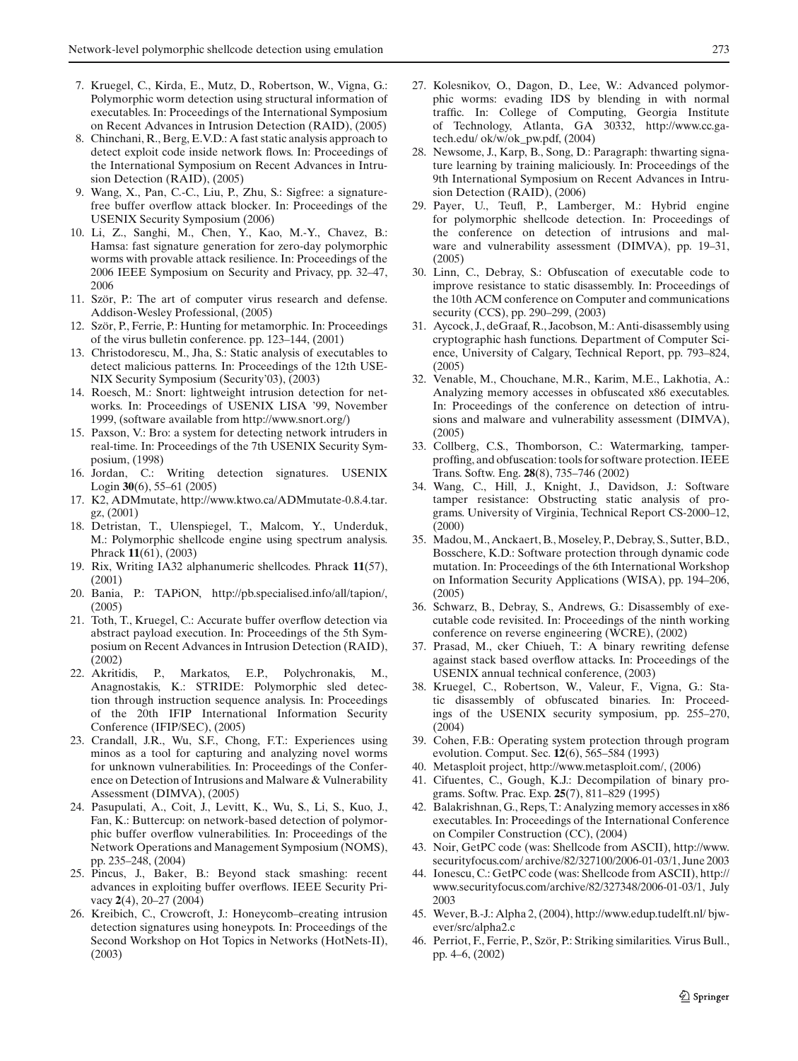7. Kruegel, C., Kirda, E., Mutz, D., Robertson, W., Vigna, G.: Polymorphic worm detection using structural information of executables. In: Proceedings of the International Symposium on Recent Advances in Intrusion Detection (RAID), (2005)
8. Chinchani, R., Berg, E.V.D.: A fast static analysis approach to detect exploit code inside network flows. In: Proceedings of the International Symposium on Recent Advances in Intrusion Detection (RAID), (2005)
9. Wang, X., Pan, C.-C., Liu, P., Zhu, S.: Sigfree: a signature-free buffer overflow attack blocker. In: Proceedings of the USENIX Security Symposium (2006)
10. Li, Z., Sanghi, M., Chen, Y., Kao, M.-Y., Chavez, B.: Hamsa: fast signature generation for zero-day polymorphic worms with provable attack resilience. In: Proceedings of the 2006 IEEE Symposium on Security and Privacy, pp. 32–47, 2006
11. Ször, P.: The art of computer virus research and defense. Addison-Wesley Professional, (2005)
12. Ször, P., Ferrie, P.: Hunting for metamorphic. In: Proceedings of the virus bulletin conference. pp. 123–144, (2001)
13. Christodorescu, M., Jha, S.: Static analysis of executables to detect malicious patterns. In: Proceedings of the 12th USENIX Security Symposium (Security'03), (2003)
14. Roesch, M.: Snort: lightweight intrusion detection for networks. In: Proceedings of USENIX LISA '99, November 1999, (software available from http://www.snort.org/)
15. Paxson, V.: Bro: a system for detecting network intruders in real-time. In: Proceedings of the 7th USENIX Security Symposium, (1998)
16. Jordan, C.: Writing detection signatures. USENIX Login **30**(6), 55–61 (2005)
17. K2, ADMmutate, http://www.ktwo.ca/ADMmutate-0.8.4.tar.gz, (2001)
18. Detristan, T., Ulenspiegel, T., Malcom, Y., Underduk, M.: Polymorphic shellcode engine using spectrum analysis. Phrack **11**(61), (2003)
19. Rix, Writing IA32 alphanumeric shellcodes. Phrack **11**(57), (2001)
20. Bania, P.: TAPiON, http://pb.specialised.info/all/tapion/, (2005)
21. Toth, T., Kruegel, C.: Accurate buffer overflow detection via abstract payload execution. In: Proceedings of the 5th Symposium on Recent Advances in Intrusion Detection (RAID), (2002)
22. Akritidis, P., Markatos, E.P., Polychronakis, M., Anagnostakis, K.: STRIDE: Polymorphic sled detection through instruction sequence analysis. In: Proceedings of the 20th IFIP International Information Security Conference (IFIP/SEC), (2005)
23. Crandall, J.R., Wu, S.F., Chong, F.T.: Experiences using minos as a tool for capturing and analyzing novel worms for unknown vulnerabilities. In: Proceedings of the Conference on Detection of Intrusions and Malware & Vulnerability Assessment (DIMVA), (2005)
24. Pasupulati, A., Coit, J., Levitt, K., Wu, S., Li, S., Kuo, J., Fan, K.: Buttercup: on network-based detection of polymorphic buffer overflow vulnerabilities. In: Proceedings of the Network Operations and Management Symposium (NOMS), pp. 235–248, (2004)
25. Pincus, J., Baker, B.: Beyond stack smashing: recent advances in exploiting buffer overflows. IEEE Security Privacy **2**(4), 20–27 (2004)
26. Kreibich, C., Crowcroft, J.: Honeycomb–creating intrusion detection signatures using honeypots. In: Proceedings of the Second Workshop on Hot Topics in Networks (HotNets-II), (2003)
27. Kolesnikov, O., Dagon, D., Lee, W.: Advanced polymorphic worms: evading IDS by blending in with normal traffic. In: College of Computing, Georgia Institute of Technology, Atlanta, GA 30332, http://www.cc.gatech.edu/ ok/w/ok_pw.pdf, (2004)
28. Newsome, J., Karp, B., Song, D.: Paragraph: thwarting signature learning by training maliciously. In: Proceedings of the 9th International Symposium on Recent Advances in Intrusion Detection (RAID), (2006)
29. Payer, U., Teufl, P., Lamberger, M.: Hybrid engine for polymorphic shellcode detection. In: Proceedings of the conference on detection of intrusions and malware and vulnerability assessment (DIMVA), pp. 19–31, (2005)
30. Linn, C., Debray, S.: Obfuscation of executable code to improve resistance to static disassembly. In: Proceedings of the 10th ACM conference on Computer and communications security (CCS), pp. 290–299, (2003)
31. Aycock, J., deGraaf, R., Jacobson, M.: Anti-disassembly using cryptographic hash functions. Department of Computer Science, University of Calgary, Technical Report, pp. 793–824, (2005)
32. Venable, M., Chouchane, M.R., Karim, M.E., Lakhotia, A.: Analyzing memory accesses in obfuscated x86 executables. In: Proceedings of the conference on detection of intrusions and malware and vulnerability assessment (DIMVA), (2005)
33. Collberg, C.S., Thomborson, C.: Watermarking, tamper-proffing, and obfuscation: tools for software protection. IEEE Trans. Softw. Eng. **28**(8), 735–746 (2002)
34. Wang, C., Hill, J., Knight, J., Davidson, J.: Software tamper resistance: Obstructing static analysis of programs. University of Virginia, Technical Report CS-2000–12, (2000)
35. Madou, M., Anckaert, B., Moseley, P., Debray, S., Sutter, B.D., Bosschere, K.D.: Software protection through dynamic code mutation. In: Proceedings of the 6th International Workshop on Information Security Applications (WISA), pp. 194–206, (2005)
36. Schwarz, B., Debray, S., Andrews, G.: Disassembly of executable code revisited. In: Proceedings of the ninth working conference on reverse engineering (WCRE), (2002)
37. Prasad, M., cker Chiueh, T.: A binary rewriting defense against stack based overflow attacks. In: Proceedings of the USENIX annual technical conference, (2003)
38. Kruegel, C., Robertson, W., Valeur, F., Vigna, G.: Static disassembly of obfuscated binaries. In: Proceedings of the USENIX security symposium, pp. 255–270, (2004)
39. Cohen, F.B.: Operating system protection through program evolution. Comput. Sec. **12**(6), 565–584 (1993)
40. Metasploit project, http://www.metasploit.com/, (2006)
41. Cifuentes, C., Gough, K.J.: Decompilation of binary programs. Softw. Prac. Exp. **25**(7), 811–829 (1995)
42. Balakrishnan, G., Reps, T.: Analyzing memory accesses in x86 executables. In: Proceedings of the International Conference on Compiler Construction (CC), (2004)
43. Noir, GetPC code (was: Shellcode from ASCII), http://www.securityfocus.com/ archive/82/327100/2006-01-03/1, June 2003
44. Ionescu, C.: GetPC code (was: Shellcode from ASCII), http://www.securityfocus.com/archive/82/327348/2006-01-03/1, July 2003
45. Wever, B.-J.: Alpha 2, (2004), http://www.edup.tudelft.nl/ bjwever/src/alpha2.c
46. Perriot, F., Ferrie, P., Ször, P.: Striking similarities. Virus Bull., pp. 4–6, (2002)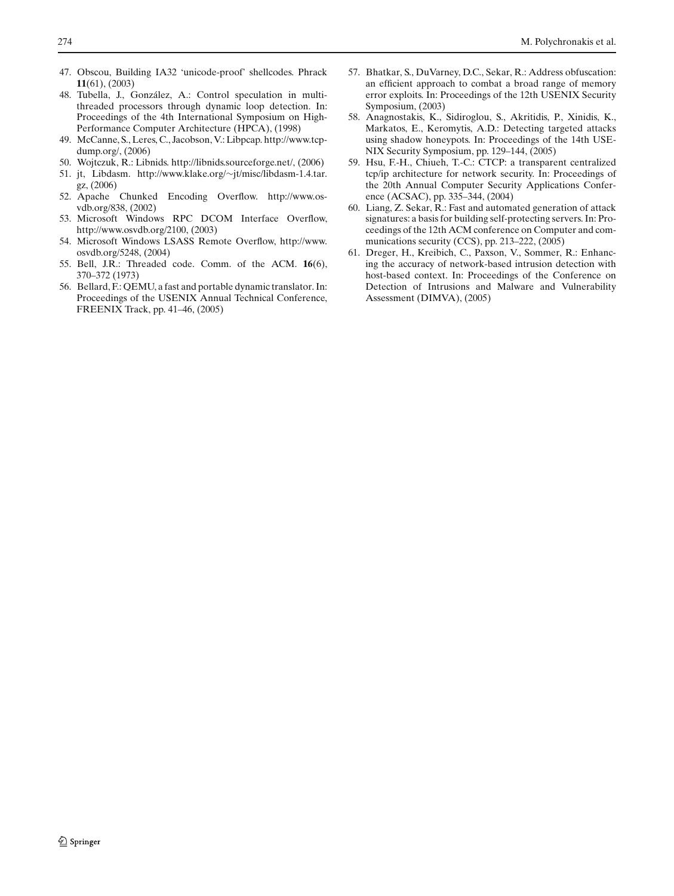47. Obscou, Building IA32 'unicode-proof' shellcodes. Phrack **11**(61), (2003)
48. Tubella, J., González, A.: Control speculation in multithreaded processors through dynamic loop detection. In: Proceedings of the 4th International Symposium on High-Performance Computer Architecture (HPCA), (1998)
49. McCanne, S., Leres, C., Jacobson, V.: Libpcap. http://www.tcpdump.org/, (2006)
50. Wojtczuk, R.: Libnids. http://libnids.sourceforge.net/, (2006)
51. jt, Libdasm. http://www.klake.org/~jt/misc/libdasm-1.4.tar.gz, (2006)
52. Apache Chunked Encoding Overflow. http://www.osvdb.org/838, (2002)
53. Microsoft Windows RPC DCOM Interface Overflow, http://www.osvdb.org/2100, (2003)
54. Microsoft Windows LSASS Remote Overflow, http://www.osvdb.org/5248, (2004)
55. Bell, J.R.: Threaded code. Comm. of the ACM. **16**(6), 370–372 (1973)
56. Bellard, F.: QEMU, a fast and portable dynamic translator. In: Proceedings of the USENIX Annual Technical Conference, FREENIX Track, pp. 41–46, (2005)
57. Bhatkar, S., DuVarney, D.C., Sekar, R.: Address obfuscation: an efficient approach to combat a broad range of memory error exploits. In: Proceedings of the 12th USENIX Security Symposium, (2003)
58. Anagnostakis, K., Sidiroglou, S., Akritidis, P., Xinidis, K., Markatos, E., Keromytis, A.D.: Detecting targeted attacks using shadow honeypots. In: Proceedings of the 14th USENIX Security Symposium, pp. 129–144, (2005)
59. Hsu, F.-H., Chiueh, T.-C.: CTCP: a transparent centralized tcp/ip architecture for network security. In: Proceedings of the 20th Annual Computer Security Applications Conference (ACSAC), pp. 335–344, (2004)
60. Liang, Z. Sekar, R.: Fast and automated generation of attack signatures: a basis for building self-protecting servers. In: Proceedings of the 12th ACM conference on Computer and communications security (CCS), pp. 213–222, (2005)
61. Dreger, H., Kreibich, C., Paxson, V., Sommer, R.: Enhancing the accuracy of network-based intrusion detection with host-based context. In: Proceedings of the Conference on Detection of Intrusions and Malware and Vulnerability Assessment (DIMVA), (2005)